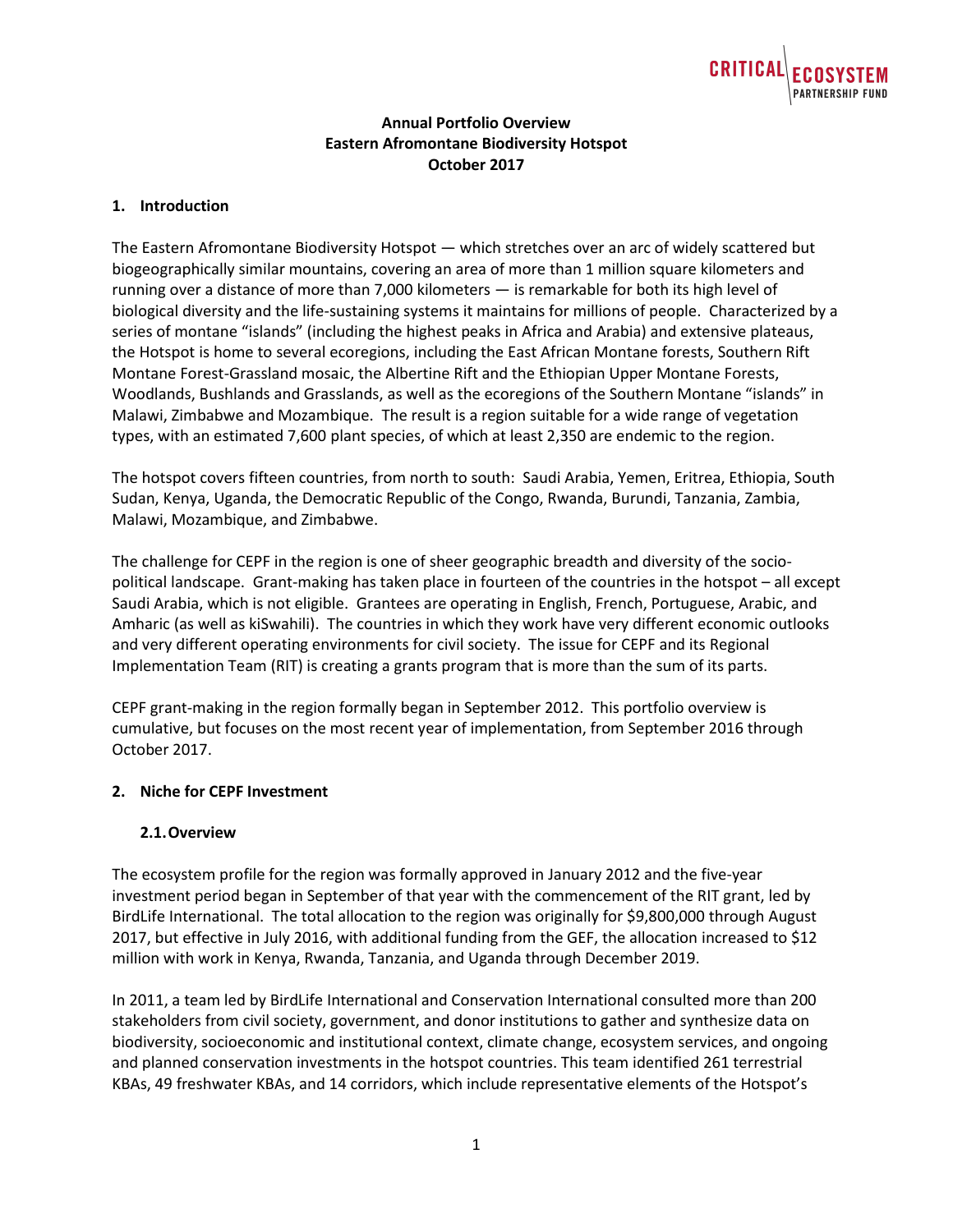**Annual Portfolio Overview**
**Eastern Afromontane Biodiversity Hotspot**
**October 2017**

## 1. Introduction

The Eastern Afromontane Biodiversity Hotspot — which stretches over an arc of widely scattered but biogeographically similar mountains, covering an area of more than 1 million square kilometers and running over a distance of more than 7,000 kilometers — is remarkable for both its high level of biological diversity and the life-sustaining systems it maintains for millions of people. Characterized by a series of montane "islands" (including the highest peaks in Africa and Arabia) and extensive plateaus, the Hotspot is home to several ecoregions, including the East African Montane forests, Southern Rift Montane Forest-Grassland mosaic, the Albertine Rift and the Ethiopian Upper Montane Forests, Woodlands, Bushlands and Grasslands, as well as the ecoregions of the Southern Montane "islands" in Malawi, Zimbabwe and Mozambique. The result is a region suitable for a wide range of vegetation types, with an estimated 7,600 plant species, of which at least 2,350 are endemic to the region.

The hotspot covers fifteen countries, from north to south: Saudi Arabia, Yemen, Eritrea, Ethiopia, South Sudan, Kenya, Uganda, the Democratic Republic of the Congo, Rwanda, Burundi, Tanzania, Zambia, Malawi, Mozambique, and Zimbabwe.

The challenge for CEPF in the region is one of sheer geographic breadth and diversity of the socio-political landscape. Grant-making has taken place in fourteen of the countries in the hotspot – all except Saudi Arabia, which is not eligible. Grantees are operating in English, French, Portuguese, Arabic, and Amharic (as well as kiSwahili). The countries in which they work have very different economic outlooks and very different operating environments for civil society. The issue for CEPF and its Regional Implementation Team (RIT) is creating a grants program that is more than the sum of its parts.

CEPF grant-making in the region formally began in September 2012. This portfolio overview is cumulative, but focuses on the most recent year of implementation, from September 2016 through October 2017.

## 2. Niche for CEPF Investment

### 2.1. Overview

The ecosystem profile for the region was formally approved in January 2012 and the five-year investment period began in September of that year with the commencement of the RIT grant, led by BirdLife International. The total allocation to the region was originally for $9,800,000 through August 2017, but effective in July 2016, with additional funding from the GEF, the allocation increased to $12 million with work in Kenya, Rwanda, Tanzania, and Uganda through December 2019.

In 2011, a team led by BirdLife International and Conservation International consulted more than 200 stakeholders from civil society, government, and donor institutions to gather and synthesize data on biodiversity, socioeconomic and institutional context, climate change, ecosystem services, and ongoing and planned conservation investments in the hotspot countries. This team identified 261 terrestrial KBAs, 49 freshwater KBAs, and 14 corridors, which include representative elements of the Hotspot's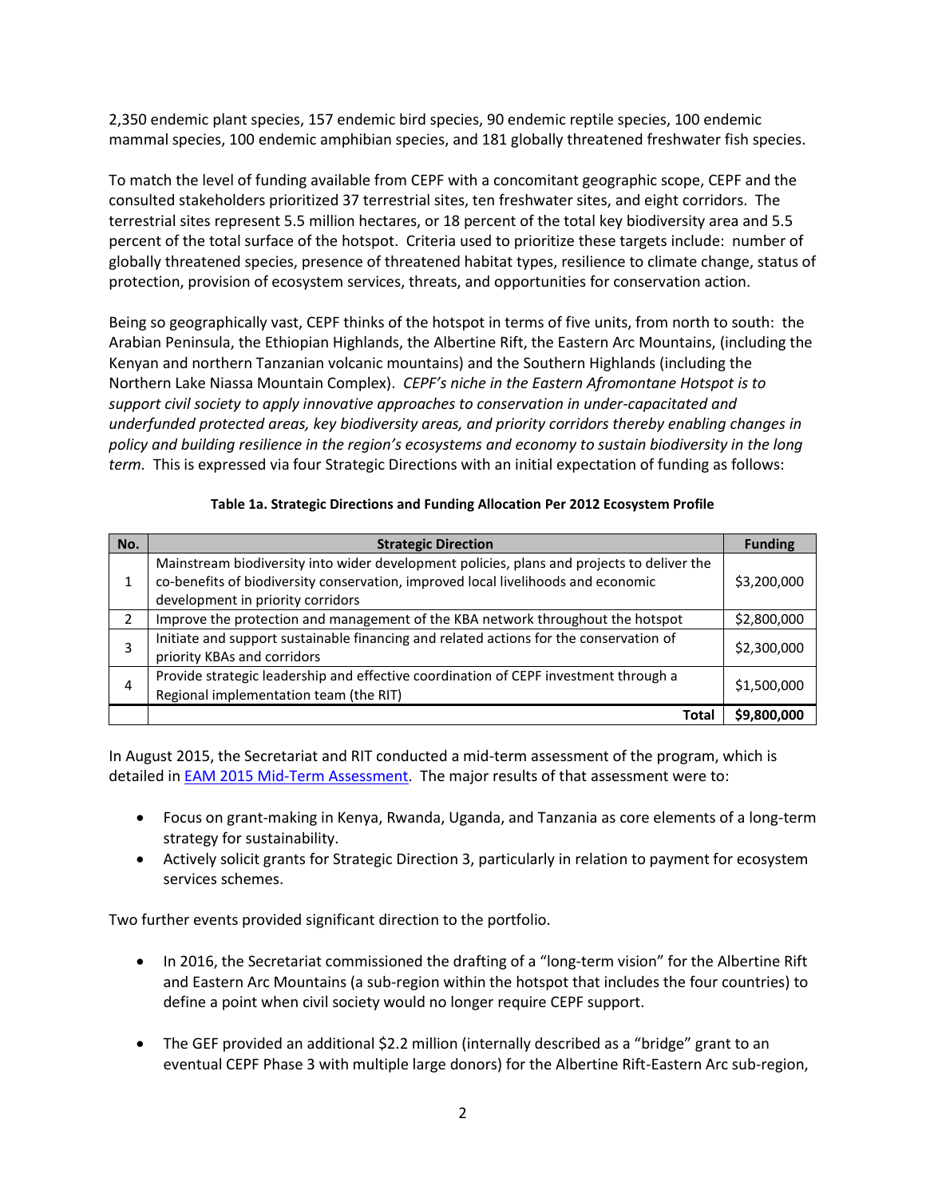2,350 endemic plant species, 157 endemic bird species, 90 endemic reptile species, 100 endemic mammal species, 100 endemic amphibian species, and 181 globally threatened freshwater fish species.

To match the level of funding available from CEPF with a concomitant geographic scope, CEPF and the consulted stakeholders prioritized 37 terrestrial sites, ten freshwater sites, and eight corridors. The terrestrial sites represent 5.5 million hectares, or 18 percent of the total key biodiversity area and 5.5 percent of the total surface of the hotspot. Criteria used to prioritize these targets include: number of globally threatened species, presence of threatened habitat types, resilience to climate change, status of protection, provision of ecosystem services, threats, and opportunities for conservation action.

Being so geographically vast, CEPF thinks of the hotspot in terms of five units, from north to south: the Arabian Peninsula, the Ethiopian Highlands, the Albertine Rift, the Eastern Arc Mountains, (including the Kenyan and northern Tanzanian volcanic mountains) and the Southern Highlands (including the Northern Lake Niassa Mountain Complex). *CEPF's niche in the Eastern Afromontane Hotspot is to support civil society to apply innovative approaches to conservation in under-capacitated and underfunded protected areas, key biodiversity areas, and priority corridors thereby enabling changes in policy and building resilience in the region's ecosystems and economy to sustain biodiversity in the long term.* This is expressed via four Strategic Directions with an initial expectation of funding as follows:

**Table 1a. Strategic Directions and Funding Allocation Per 2012 Ecosystem Profile**

| No. | Strategic Direction | Funding |
|---|---|---|
| 1 | Mainstream biodiversity into wider development policies, plans and projects to deliver the co-benefits of biodiversity conservation, improved local livelihoods and economic development in priority corridors | $3,200,000 |
| 2 | Improve the protection and management of the KBA network throughout the hotspot | $2,800,000 |
| 3 | Initiate and support sustainable financing and related actions for the conservation of priority KBAs and corridors | $2,300,000 |
| 4 | Provide strategic leadership and effective coordination of CEPF investment through a Regional implementation team (the RIT) | $1,500,000 |
| | **Total** | **$9,800,000** |

In August 2015, the Secretariat and RIT conducted a mid-term assessment of the program, which is detailed in EAM 2015 Mid-Term Assessment. The major results of that assessment were to:

- Focus on grant-making in Kenya, Rwanda, Uganda, and Tanzania as core elements of a long-term strategy for sustainability.
- Actively solicit grants for Strategic Direction 3, particularly in relation to payment for ecosystem services schemes.

Two further events provided significant direction to the portfolio.

- In 2016, the Secretariat commissioned the drafting of a "long-term vision" for the Albertine Rift and Eastern Arc Mountains (a sub-region within the hotspot that includes the four countries) to define a point when civil society would no longer require CEPF support.
- The GEF provided an additional $2.2 million (internally described as a "bridge" grant to an eventual CEPF Phase 3 with multiple large donors) for the Albertine Rift-Eastern Arc sub-region,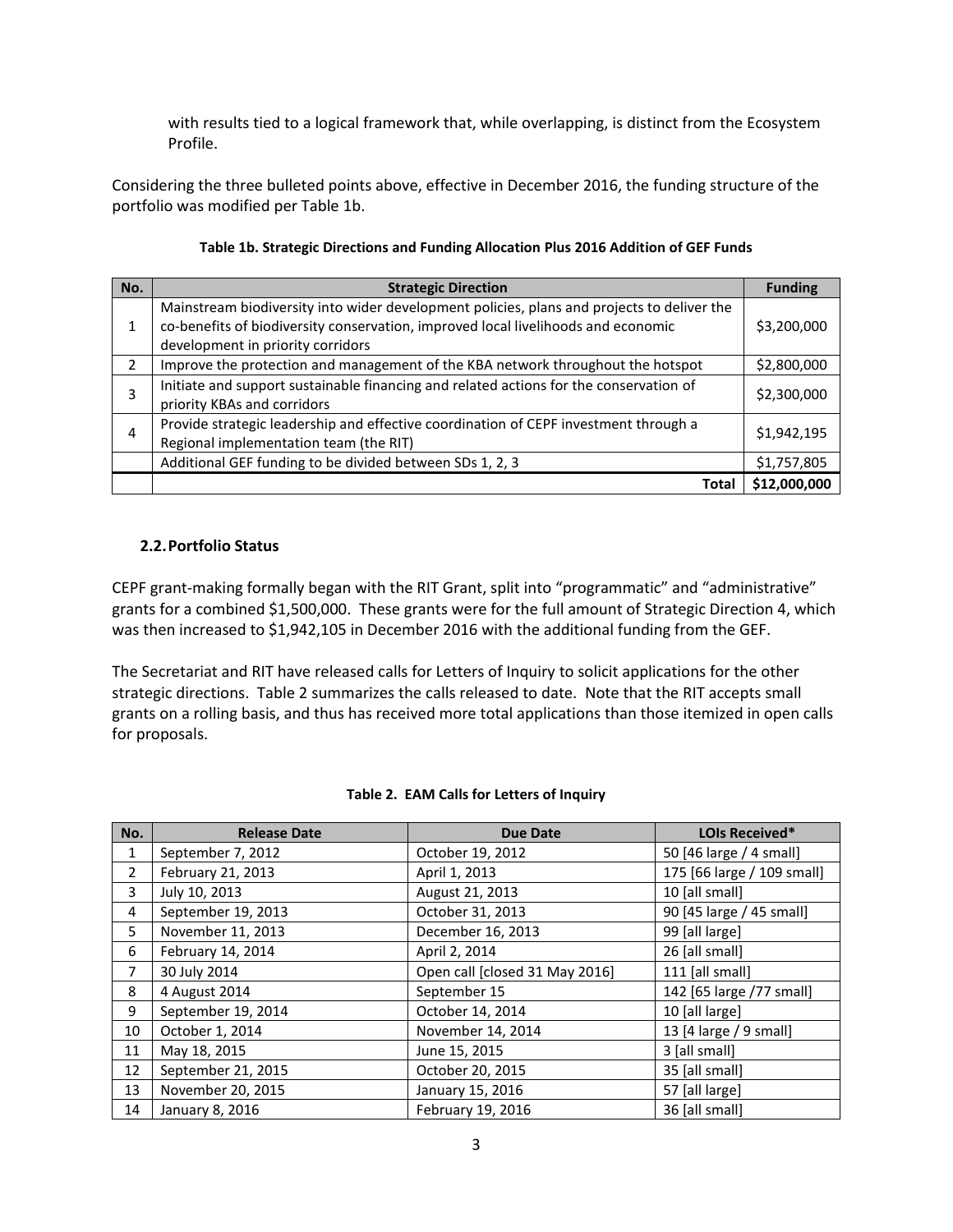with results tied to a logical framework that, while overlapping, is distinct from the Ecosystem Profile.

Considering the three bulleted points above, effective in December 2016, the funding structure of the portfolio was modified per Table 1b.

**Table 1b. Strategic Directions and Funding Allocation Plus 2016 Addition of GEF Funds**

| No. | Strategic Direction | Funding |
|---|---|---|
| 1 | Mainstream biodiversity into wider development policies, plans and projects to deliver the co-benefits of biodiversity conservation, improved local livelihoods and economic development in priority corridors | $3,200,000 |
| 2 | Improve the protection and management of the KBA network throughout the hotspot | $2,800,000 |
| 3 | Initiate and support sustainable financing and related actions for the conservation of priority KBAs and corridors | $2,300,000 |
| 4 | Provide strategic leadership and effective coordination of CEPF investment through a Regional implementation team (the RIT) | $1,942,195 |
| | Additional GEF funding to be divided between SDs 1, 2, 3 | $1,757,805 |
| | **Total** | **$12,000,000** |

## 2.2. Portfolio Status

CEPF grant-making formally began with the RIT Grant, split into "programmatic" and "administrative" grants for a combined $1,500,000. These grants were for the full amount of Strategic Direction 4, which was then increased to $1,942,105 in December 2016 with the additional funding from the GEF.

The Secretariat and RIT have released calls for Letters of Inquiry to solicit applications for the other strategic directions. Table 2 summarizes the calls released to date. Note that the RIT accepts small grants on a rolling basis, and thus has received more total applications than those itemized in open calls for proposals.

**Table 2. EAM Calls for Letters of Inquiry**

| No. | Release Date | Due Date | LOIs Received* |
|---|---|---|---|
| 1 | September 7, 2012 | October 19, 2012 | 50 [46 large / 4 small] |
| 2 | February 21, 2013 | April 1, 2013 | 175 [66 large / 109 small] |
| 3 | July 10, 2013 | August 21, 2013 | 10 [all small] |
| 4 | September 19, 2013 | October 31, 2013 | 90 [45 large / 45 small] |
| 5 | November 11, 2013 | December 16, 2013 | 99 [all large] |
| 6 | February 14, 2014 | April 2, 2014 | 26 [all small] |
| 7 | 30 July 2014 | Open call [closed 31 May 2016] | 111 [all small] |
| 8 | 4 August 2014 | September 15 | 142 [65 large /77 small] |
| 9 | September 19, 2014 | October 14, 2014 | 10 [all large] |
| 10 | October 1, 2014 | November 14, 2014 | 13 [4 large / 9 small] |
| 11 | May 18, 2015 | June 15, 2015 | 3 [all small] |
| 12 | September 21, 2015 | October 20, 2015 | 35 [all small] |
| 13 | November 20, 2015 | January 15, 2016 | 57 [all large] |
| 14 | January 8, 2016 | February 19, 2016 | 36 [all small] |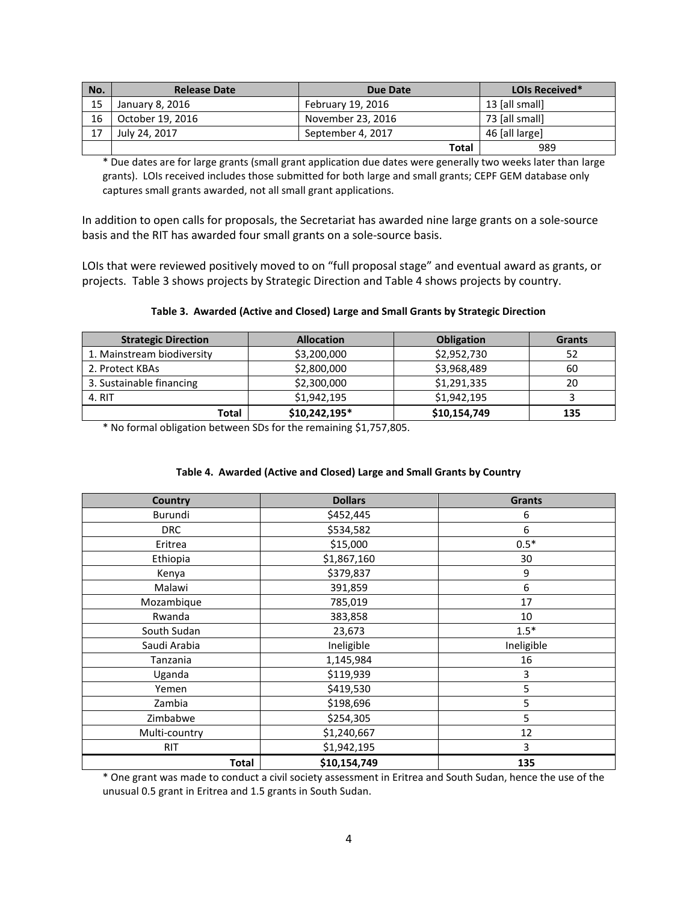| No. | Release Date | Due Date | LOIs Received* |
| --- | --- | --- | --- |
| 15 | January 8, 2016 | February 19, 2016 | 13 [all small] |
| 16 | October 19, 2016 | November 23, 2016 | 73 [all small] |
| 17 | July 24, 2017 | September 4, 2017 | 46 [all large] |
| | | **Total** | 989 |

* Due dates are for large grants (small grant application due dates were generally two weeks later than large grants). LOIs received includes those submitted for both large and small grants; CEPF GEM database only captures small grants awarded, not all small grant applications.

In addition to open calls for proposals, the Secretariat has awarded nine large grants on a sole-source basis and the RIT has awarded four small grants on a sole-source basis.

LOIs that were reviewed positively moved to on "full proposal stage" and eventual award as grants, or projects. Table 3 shows projects by Strategic Direction and Table 4 shows projects by country.

**Table 3. Awarded (Active and Closed) Large and Small Grants by Strategic Direction**

| Strategic Direction | Allocation | Obligation | Grants |
| --- | --- | --- | --- |
| 1. Mainstream biodiversity | $3,200,000 | $2,952,730 | 52 |
| 2. Protect KBAs | $2,800,000 | $3,968,489 | 60 |
| 3. Sustainable financing | $2,300,000 | $1,291,335 | 20 |
| 4. RIT | $1,942,195 | $1,942,195 | 3 |
| **Total** | **$10,242,195*** | **$10,154,749** | **135** |

* No formal obligation between SDs for the remaining $1,757,805.

**Table 4. Awarded (Active and Closed) Large and Small Grants by Country**

| Country | Dollars | Grants |
| --- | --- | --- |
| Burundi | $452,445 | 6 |
| DRC | $534,582 | 6 |
| Eritrea | $15,000 | 0.5* |
| Ethiopia | $1,867,160 | 30 |
| Kenya | $379,837 | 9 |
| Malawi | 391,859 | 6 |
| Mozambique | 785,019 | 17 |
| Rwanda | 383,858 | 10 |
| South Sudan | 23,673 | 1.5* |
| Saudi Arabia | Ineligible | Ineligible |
| Tanzania | 1,145,984 | 16 |
| Uganda | $119,939 | 3 |
| Yemen | $419,530 | 5 |
| Zambia | $198,696 | 5 |
| Zimbabwe | $254,305 | 5 |
| Multi-country | $1,240,667 | 12 |
| RIT | $1,942,195 | 3 |
| **Total** | **$10,154,749** | **135** |

* One grant was made to conduct a civil society assessment in Eritrea and South Sudan, hence the use of the unusual 0.5 grant in Eritrea and 1.5 grants in South Sudan.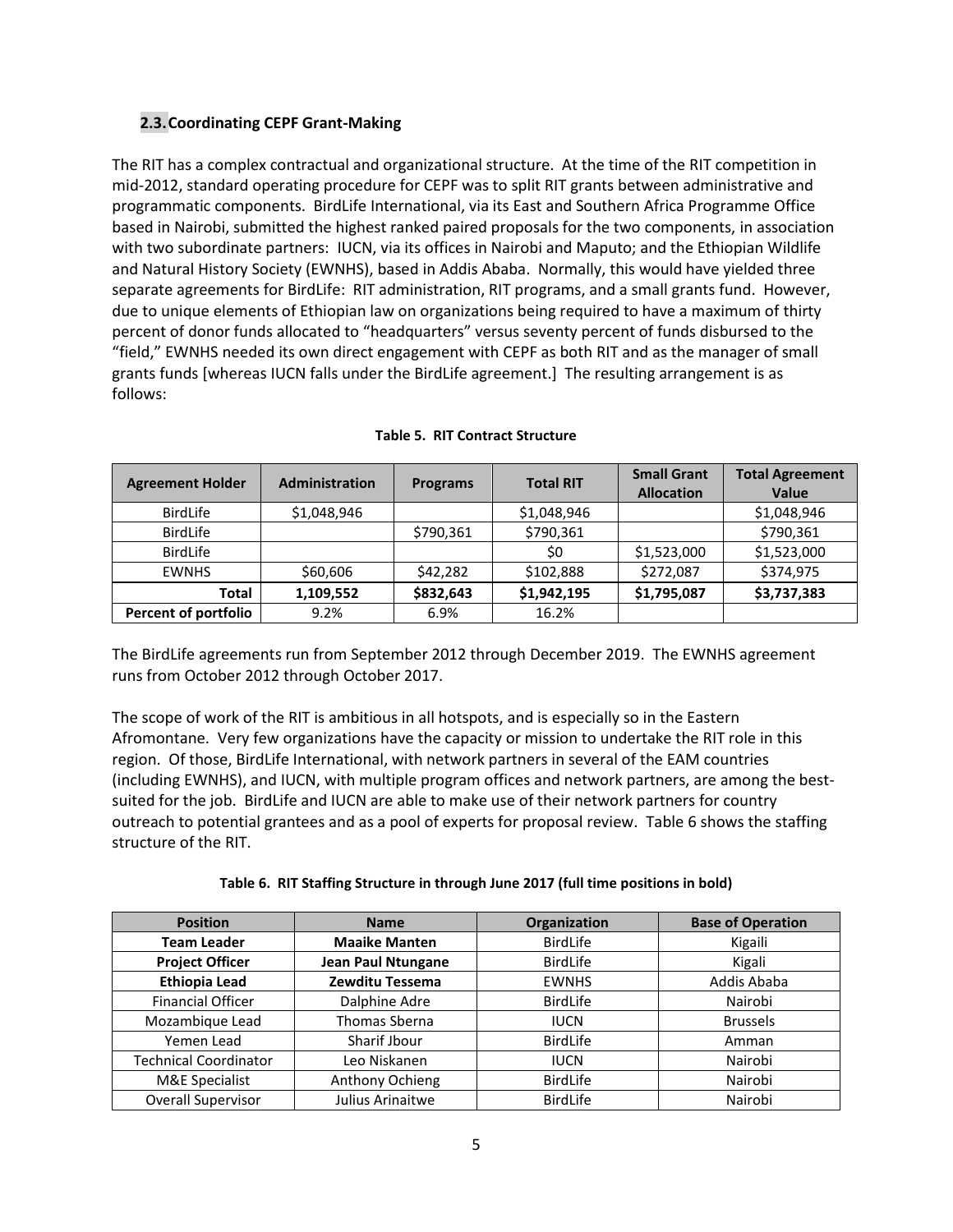## 2.3. Coordinating CEPF Grant-Making

The RIT has a complex contractual and organizational structure. At the time of the RIT competition in mid-2012, standard operating procedure for CEPF was to split RIT grants between administrative and programmatic components. BirdLife International, via its East and Southern Africa Programme Office based in Nairobi, submitted the highest ranked paired proposals for the two components, in association with two subordinate partners: IUCN, via its offices in Nairobi and Maputo; and the Ethiopian Wildlife and Natural History Society (EWNHS), based in Addis Ababa. Normally, this would have yielded three separate agreements for BirdLife: RIT administration, RIT programs, and a small grants fund. However, due to unique elements of Ethiopian law on organizations being required to have a maximum of thirty percent of donor funds allocated to "headquarters" versus seventy percent of funds disbursed to the "field," EWNHS needed its own direct engagement with CEPF as both RIT and as the manager of small grants funds [whereas IUCN falls under the BirdLife agreement.] The resulting arrangement is as follows:

**Table 5. RIT Contract Structure**

| Agreement Holder | Administration | Programs | Total RIT | Small Grant Allocation | Total Agreement Value |
|---|---|---|---|---|---|
| BirdLife | $1,048,946 | | $1,048,946 | | $1,048,946 |
| BirdLife | | $790,361 | $790,361 | | $790,361 |
| BirdLife | | | $0 | $1,523,000 | $1,523,000 |
| EWNHS | $60,606 | $42,282 | $102,888 | $272,087 | $374,975 |
| **Total** | **1,109,552** | **$832,643** | **$1,942,195** | **$1,795,087** | **$3,737,383** |
| **Percent of portfolio** | 9.2% | 6.9% | 16.2% | | |

The BirdLife agreements run from September 2012 through December 2019. The EWNHS agreement runs from October 2012 through October 2017.

The scope of work of the RIT is ambitious in all hotspots, and is especially so in the Eastern Afromontane. Very few organizations have the capacity or mission to undertake the RIT role in this region. Of those, BirdLife International, with network partners in several of the EAM countries (including EWNHS), and IUCN, with multiple program offices and network partners, are among the best-suited for the job. BirdLife and IUCN are able to make use of their network partners for country outreach to potential grantees and as a pool of experts for proposal review. Table 6 shows the staffing structure of the RIT.

**Table 6. RIT Staffing Structure in through June 2017 (full time positions in bold)**

| Position | Name | Organization | Base of Operation |
|---|---|---|---|
| **Team Leader** | **Maaike Manten** | BirdLife | Kigaili |
| **Project Officer** | **Jean Paul Ntungane** | BirdLife | Kigali |
| **Ethiopia Lead** | **Zewditu Tessema** | EWNHS | Addis Ababa |
| Financial Officer | Dalphine Adre | BirdLife | Nairobi |
| Mozambique Lead | Thomas Sberna | IUCN | Brussels |
| Yemen Lead | Sharif Jbour | BirdLife | Amman |
| Technical Coordinator | Leo Niskanen | IUCN | Nairobi |
| M&E Specialist | Anthony Ochieng | BirdLife | Nairobi |
| Overall Supervisor | Julius Arinaitwe | BirdLife | Nairobi |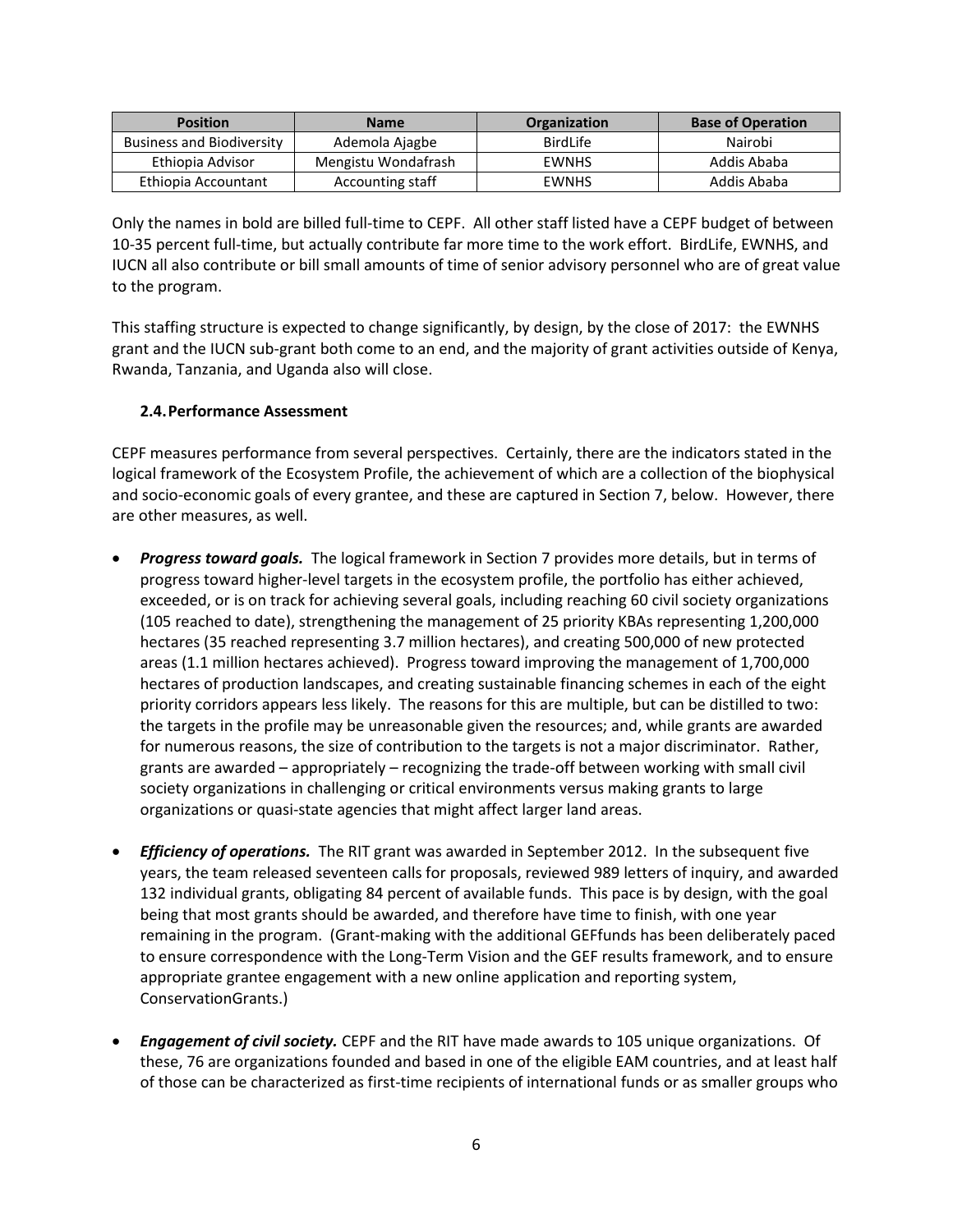| Position | Name | Organization | Base of Operation |
|---|---|---|---|
| Business and Biodiversity | Ademola Ajagbe | BirdLife | Nairobi |
| Ethiopia Advisor | Mengistu Wondafrash | EWNHS | Addis Ababa |
| Ethiopia Accountant | Accounting staff | EWNHS | Addis Ababa |

Only the names in bold are billed full-time to CEPF. All other staff listed have a CEPF budget of between 10-35 percent full-time, but actually contribute far more time to the work effort. BirdLife, EWNHS, and IUCN all also contribute or bill small amounts of time of senior advisory personnel who are of great value to the program.

This staffing structure is expected to change significantly, by design, by the close of 2017: the EWNHS grant and the IUCN sub-grant both come to an end, and the majority of grant activities outside of Kenya, Rwanda, Tanzania, and Uganda also will close.

### 2.4. Performance Assessment

CEPF measures performance from several perspectives. Certainly, there are the indicators stated in the logical framework of the Ecosystem Profile, the achievement of which are a collection of the biophysical and socio-economic goals of every grantee, and these are captured in Section 7, below. However, there are other measures, as well.

- ***Progress toward goals.*** The logical framework in Section 7 provides more details, but in terms of progress toward higher-level targets in the ecosystem profile, the portfolio has either achieved, exceeded, or is on track for achieving several goals, including reaching 60 civil society organizations (105 reached to date), strengthening the management of 25 priority KBAs representing 1,200,000 hectares (35 reached representing 3.7 million hectares), and creating 500,000 of new protected areas (1.1 million hectares achieved). Progress toward improving the management of 1,700,000 hectares of production landscapes, and creating sustainable financing schemes in each of the eight priority corridors appears less likely. The reasons for this are multiple, but can be distilled to two: the targets in the profile may be unreasonable given the resources; and, while grants are awarded for numerous reasons, the size of contribution to the targets is not a major discriminator. Rather, grants are awarded – appropriately – recognizing the trade-off between working with small civil society organizations in challenging or critical environments versus making grants to large organizations or quasi-state agencies that might affect larger land areas.

- ***Efficiency of operations.*** The RIT grant was awarded in September 2012. In the subsequent five years, the team released seventeen calls for proposals, reviewed 989 letters of inquiry, and awarded 132 individual grants, obligating 84 percent of available funds. This pace is by design, with the goal being that most grants should be awarded, and therefore have time to finish, with one year remaining in the program. (Grant-making with the additional GEFfunds has been deliberately paced to ensure correspondence with the Long-Term Vision and the GEF results framework, and to ensure appropriate grantee engagement with a new online application and reporting system, ConservationGrants.)

- ***Engagement of civil society.*** CEPF and the RIT have made awards to 105 unique organizations. Of these, 76 are organizations founded and based in one of the eligible EAM countries, and at least half of those can be characterized as first-time recipients of international funds or as smaller groups who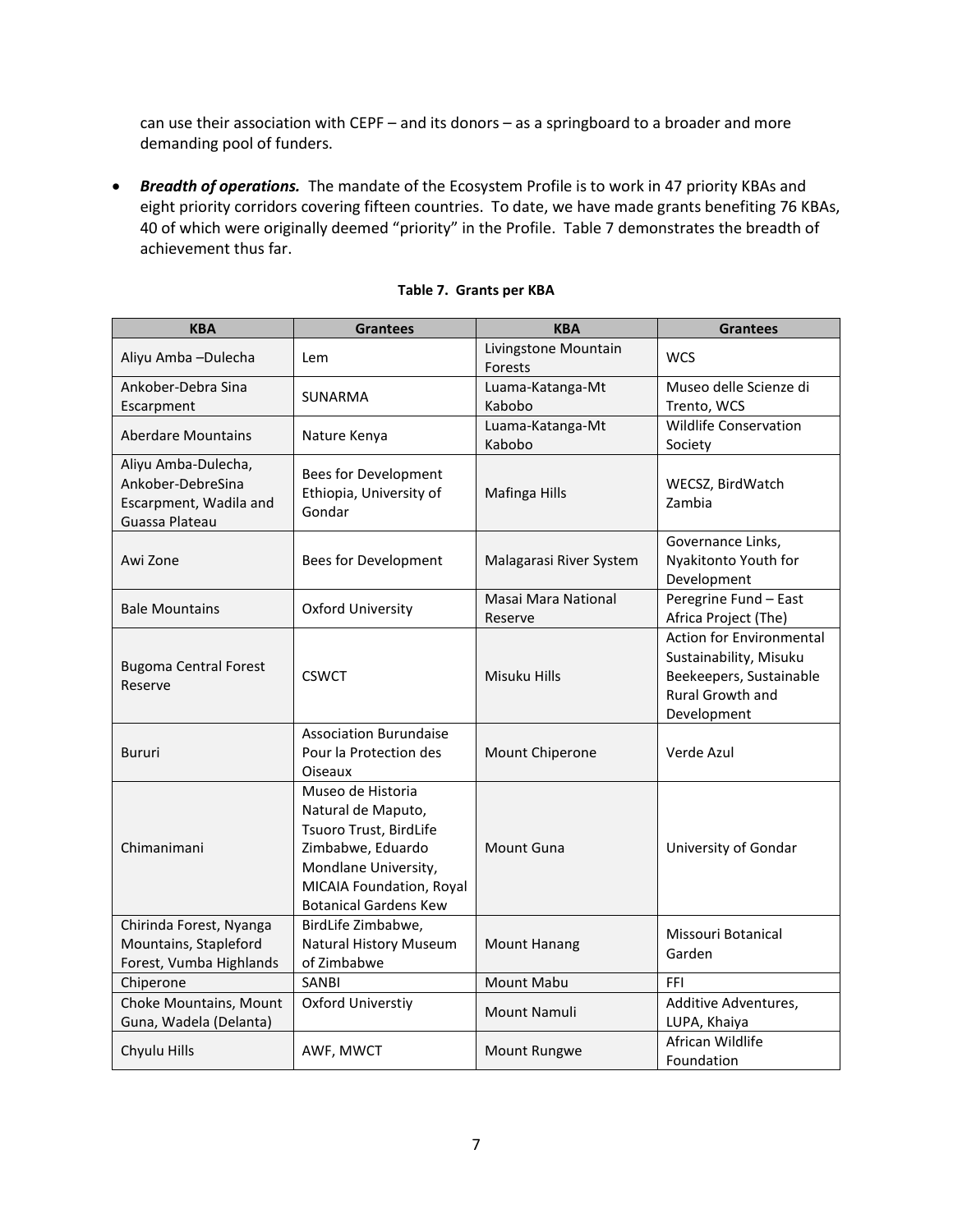can use their association with CEPF – and its donors – as a springboard to a broader and more demanding pool of funders.

- ***Breadth of operations.*** The mandate of the Ecosystem Profile is to work in 47 priority KBAs and eight priority corridors covering fifteen countries. To date, we have made grants benefiting 76 KBAs, 40 of which were originally deemed "priority" in the Profile. Table 7 demonstrates the breadth of achievement thus far.

**Table 7. Grants per KBA**

| KBA | Grantees | KBA | Grantees |
|---|---|---|---|
| Aliyu Amba –Dulecha | Lem | Livingstone Mountain Forests | WCS |
| Ankober-Debra Sina Escarpment | SUNARMA | Luama-Katanga-Mt Kabobo | Museo delle Scienze di Trento, WCS |
| Aberdare Mountains | Nature Kenya | Luama-Katanga-Mt Kabobo | Wildlife Conservation Society |
| Aliyu Amba-Dulecha, Ankober-DebreSina Escarpment, Wadila and Guassa Plateau | Bees for Development Ethiopia, University of Gondar | Mafinga Hills | WECSZ, BirdWatch Zambia |
| Awi Zone | Bees for Development | Malagarasi River System | Governance Links, Nyakitonto Youth for Development |
| Bale Mountains | Oxford University | Masai Mara National Reserve | Peregrine Fund – East Africa Project (The) |
| Bugoma Central Forest Reserve | CSWCT | Misuku Hills | Action for Environmental Sustainability, Misuku Beekeepers, Sustainable Rural Growth and Development |
| Bururi | Association Burundaise Pour la Protection des Oiseaux | Mount Chiperone | Verde Azul |
| Chimanimani | Museo de Historia Natural de Maputo, Tsuoro Trust, BirdLife Zimbabwe, Eduardo Mondlane University, MICAIA Foundation, Royal Botanical Gardens Kew | Mount Guna | University of Gondar |
| Chirinda Forest, Nyanga Mountains, Stapleford Forest, Vumba Highlands | BirdLife Zimbabwe, Natural History Museum of Zimbabwe | Mount Hanang | Missouri Botanical Garden |
| Chiperone | SANBI | Mount Mabu | FFI |
| Choke Mountains, Mount Guna, Wadela (Delanta) | Oxford Universtiy | Mount Namuli | Additive Adventures, LUPA, Khaiya |
| Chyulu Hills | AWF, MWCT | Mount Rungwe | African Wildlife Foundation |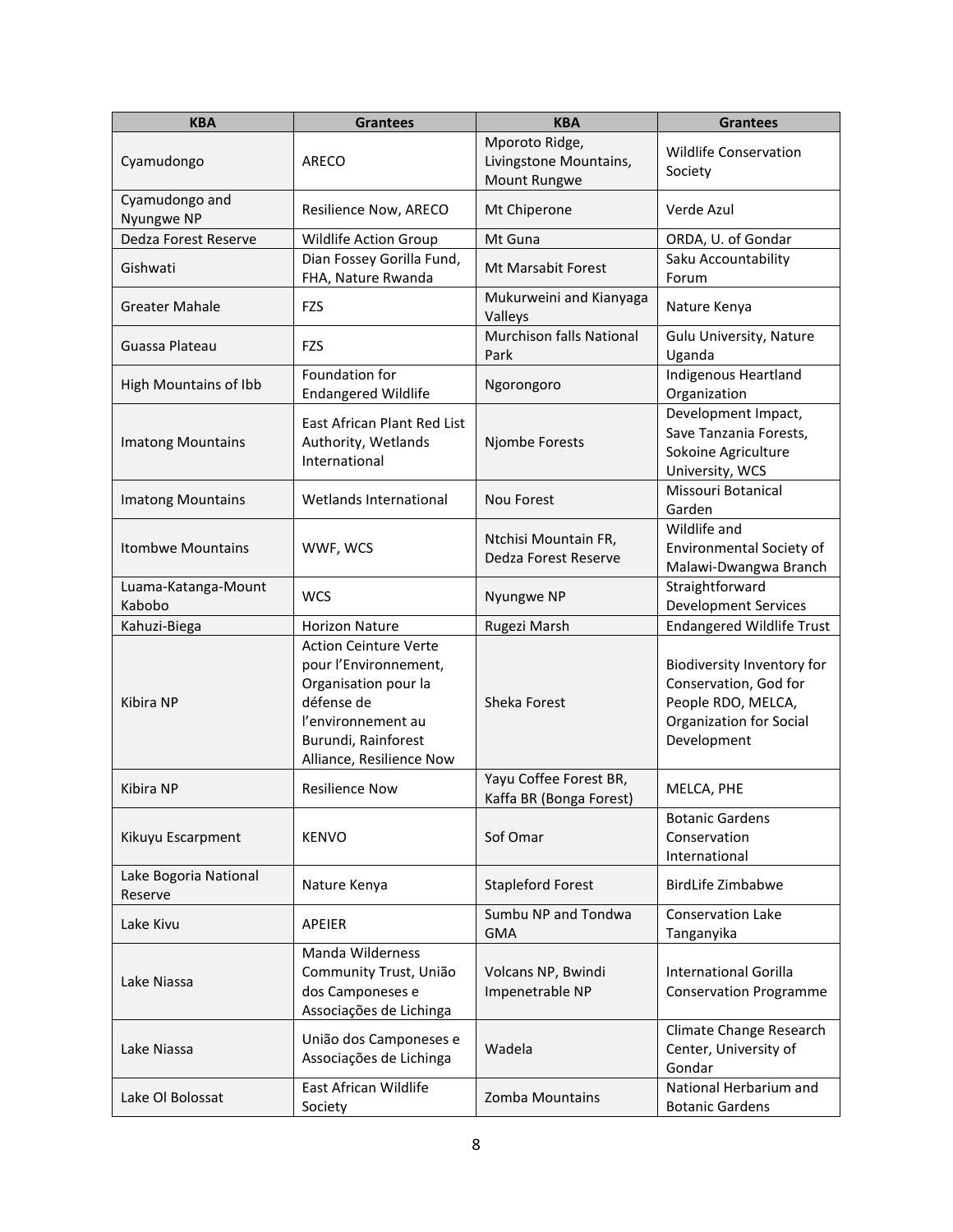| KBA | Grantees | KBA | Grantees |
|---|---|---|---|
| Cyamudongo | ARECO | Mporoto Ridge, Livingstone Mountains, Mount Rungwe | Wildlife Conservation Society |
| Cyamudongo and Nyungwe NP | Resilience Now, ARECO | Mt Chiperone | Verde Azul |
| Dedza Forest Reserve | Wildlife Action Group | Mt Guna | ORDA, U. of Gondar |
| Gishwati | Dian Fossey Gorilla Fund, FHA, Nature Rwanda | Mt Marsabit Forest | Saku Accountability Forum |
| Greater Mahale | FZS | Mukurweini and Kianyaga Valleys | Nature Kenya |
| Guassa Plateau | FZS | Murchison falls National Park | Gulu University, Nature Uganda |
| High Mountains of Ibb | Foundation for Endangered Wildlife | Ngorongoro | Indigenous Heartland Organization |
| Imatong Mountains | East African Plant Red List Authority, Wetlands International | Njombe Forests | Development Impact, Save Tanzania Forests, Sokoine Agriculture University, WCS |
| Imatong Mountains | Wetlands International | Nou Forest | Missouri Botanical Garden |
| Itombwe Mountains | WWF, WCS | Ntchisi Mountain FR, Dedza Forest Reserve | Wildlife and Environmental Society of Malawi-Dwangwa Branch |
| Luama-Katanga-Mount Kabobo | WCS | Nyungwe NP | Straightforward Development Services |
| Kahuzi-Biega | Horizon Nature | Rugezi Marsh | Endangered Wildlife Trust |
| Kibira NP | Action Ceinture Verte pour l'Environnement, Organisation pour la défense de l'environnement au Burundi, Rainforest Alliance, Resilience Now | Sheka Forest | Biodiversity Inventory for Conservation, God for People RDO, MELCA, Organization for Social Development |
| Kibira NP | Resilience Now | Yayu Coffee Forest BR, Kaffa BR (Bonga Forest) | MELCA, PHE |
| Kikuyu Escarpment | KENVO | Sof Omar | Botanic Gardens Conservation International |
| Lake Bogoria National Reserve | Nature Kenya | Stapleford Forest | BirdLife Zimbabwe |
| Lake Kivu | APEIER | Sumbu NP and Tondwa GMA | Conservation Lake Tanganyika |
| Lake Niassa | Manda Wilderness Community Trust, União dos Camponeses e Associações de Lichinga | Volcans NP, Bwindi Impenetrable NP | International Gorilla Conservation Programme |
| Lake Niassa | União dos Camponeses e Associações de Lichinga | Wadela | Climate Change Research Center, University of Gondar |
| Lake Ol Bolossat | East African Wildlife Society | Zomba Mountains | National Herbarium and Botanic Gardens |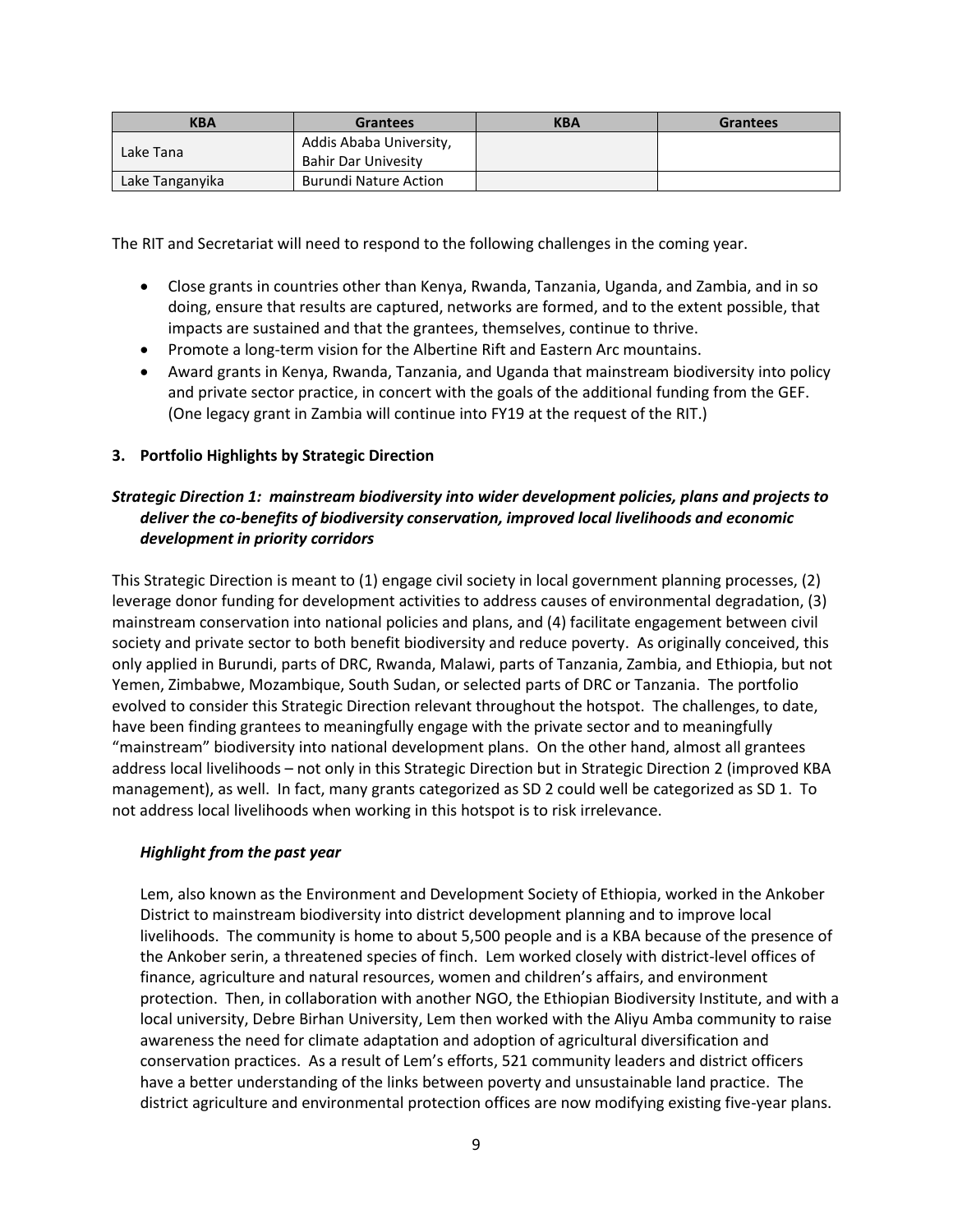| KBA | Grantees | KBA | Grantees |
|---|---|---|---|
| Lake Tana | Addis Ababa University, Bahir Dar Univesity | | |
| Lake Tanganyika | Burundi Nature Action | | |

The RIT and Secretariat will need to respond to the following challenges in the coming year.

- Close grants in countries other than Kenya, Rwanda, Tanzania, Uganda, and Zambia, and in so doing, ensure that results are captured, networks are formed, and to the extent possible, that impacts are sustained and that the grantees, themselves, continue to thrive.
- Promote a long-term vision for the Albertine Rift and Eastern Arc mountains.
- Award grants in Kenya, Rwanda, Tanzania, and Uganda that mainstream biodiversity into policy and private sector practice, in concert with the goals of the additional funding from the GEF. (One legacy grant in Zambia will continue into FY19 at the request of the RIT.)

**3. Portfolio Highlights by Strategic Direction**

***Strategic Direction 1: mainstream biodiversity into wider development policies, plans and projects to deliver the co-benefits of biodiversity conservation, improved local livelihoods and economic development in priority corridors***

This Strategic Direction is meant to (1) engage civil society in local government planning processes, (2) leverage donor funding for development activities to address causes of environmental degradation, (3) mainstream conservation into national policies and plans, and (4) facilitate engagement between civil society and private sector to both benefit biodiversity and reduce poverty. As originally conceived, this only applied in Burundi, parts of DRC, Rwanda, Malawi, parts of Tanzania, Zambia, and Ethiopia, but not Yemen, Zimbabwe, Mozambique, South Sudan, or selected parts of DRC or Tanzania. The portfolio evolved to consider this Strategic Direction relevant throughout the hotspot. The challenges, to date, have been finding grantees to meaningfully engage with the private sector and to meaningfully "mainstream" biodiversity into national development plans. On the other hand, almost all grantees address local livelihoods – not only in this Strategic Direction but in Strategic Direction 2 (improved KBA management), as well. In fact, many grants categorized as SD 2 could well be categorized as SD 1. To not address local livelihoods when working in this hotspot is to risk irrelevance.

***Highlight from the past year***

Lem, also known as the Environment and Development Society of Ethiopia, worked in the Ankober District to mainstream biodiversity into district development planning and to improve local livelihoods. The community is home to about 5,500 people and is a KBA because of the presence of the Ankober serin, a threatened species of finch. Lem worked closely with district-level offices of finance, agriculture and natural resources, women and children's affairs, and environment protection. Then, in collaboration with another NGO, the Ethiopian Biodiversity Institute, and with a local university, Debre Birhan University, Lem then worked with the Aliyu Amba community to raise awareness the need for climate adaptation and adoption of agricultural diversification and conservation practices. As a result of Lem's efforts, 521 community leaders and district officers have a better understanding of the links between poverty and unsustainable land practice. The district agriculture and environmental protection offices are now modifying existing five-year plans.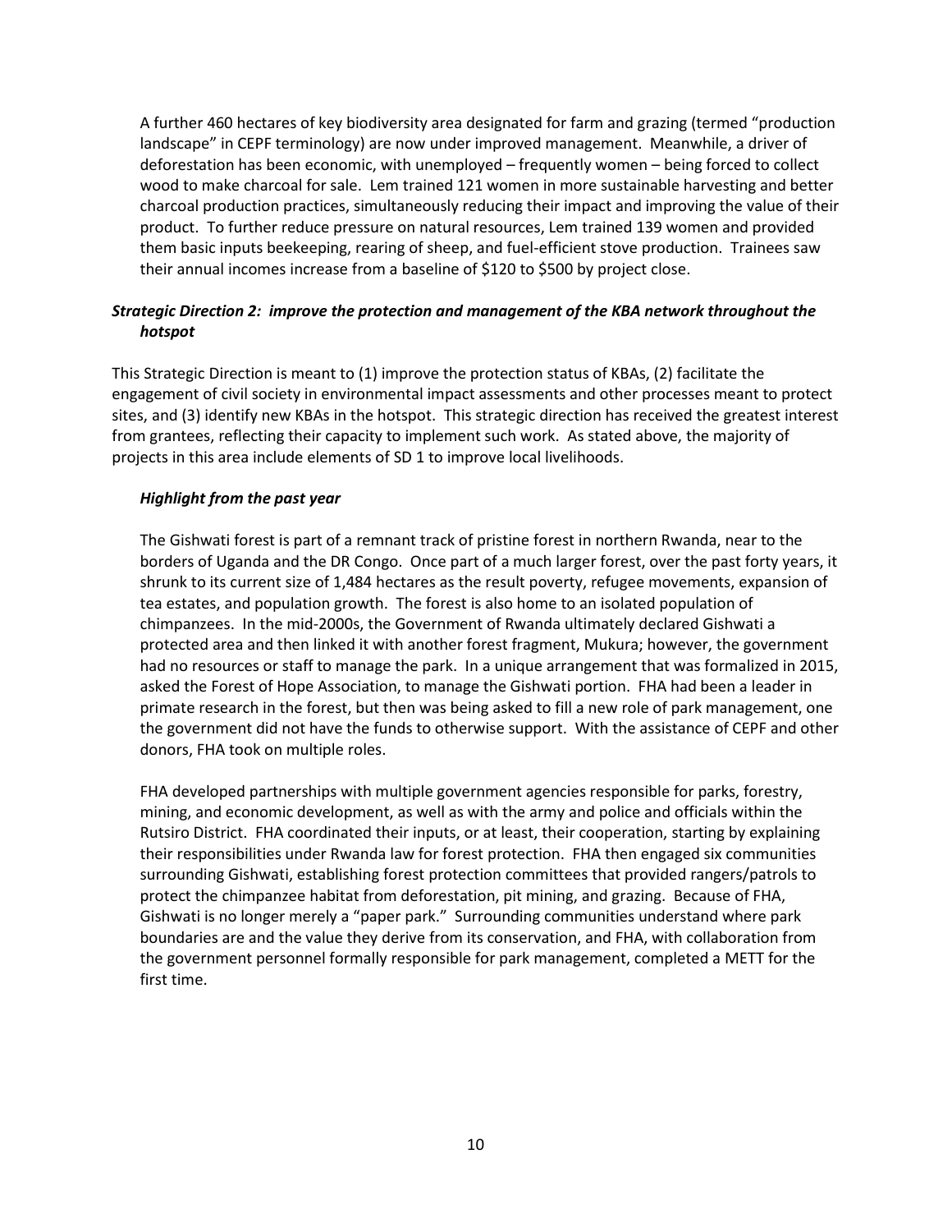A further 460 hectares of key biodiversity area designated for farm and grazing (termed "production landscape" in CEPF terminology) are now under improved management. Meanwhile, a driver of deforestation has been economic, with unemployed – frequently women – being forced to collect wood to make charcoal for sale. Lem trained 121 women in more sustainable harvesting and better charcoal production practices, simultaneously reducing their impact and improving the value of their product. To further reduce pressure on natural resources, Lem trained 139 women and provided them basic inputs beekeeping, rearing of sheep, and fuel-efficient stove production. Trainees saw their annual incomes increase from a baseline of $120 to $500 by project close.

### *Strategic Direction 2: improve the protection and management of the KBA network throughout the hotspot*

This Strategic Direction is meant to (1) improve the protection status of KBAs, (2) facilitate the engagement of civil society in environmental impact assessments and other processes meant to protect sites, and (3) identify new KBAs in the hotspot. This strategic direction has received the greatest interest from grantees, reflecting their capacity to implement such work. As stated above, the majority of projects in this area include elements of SD 1 to improve local livelihoods.

#### *Highlight from the past year*

The Gishwati forest is part of a remnant track of pristine forest in northern Rwanda, near to the borders of Uganda and the DR Congo. Once part of a much larger forest, over the past forty years, it shrunk to its current size of 1,484 hectares as the result poverty, refugee movements, expansion of tea estates, and population growth. The forest is also home to an isolated population of chimpanzees. In the mid-2000s, the Government of Rwanda ultimately declared Gishwati a protected area and then linked it with another forest fragment, Mukura; however, the government had no resources or staff to manage the park. In a unique arrangement that was formalized in 2015, asked the Forest of Hope Association, to manage the Gishwati portion. FHA had been a leader in primate research in the forest, but then was being asked to fill a new role of park management, one the government did not have the funds to otherwise support. With the assistance of CEPF and other donors, FHA took on multiple roles.

FHA developed partnerships with multiple government agencies responsible for parks, forestry, mining, and economic development, as well as with the army and police and officials within the Rutsiro District. FHA coordinated their inputs, or at least, their cooperation, starting by explaining their responsibilities under Rwanda law for forest protection. FHA then engaged six communities surrounding Gishwati, establishing forest protection committees that provided rangers/patrols to protect the chimpanzee habitat from deforestation, pit mining, and grazing. Because of FHA, Gishwati is no longer merely a "paper park." Surrounding communities understand where park boundaries are and the value they derive from its conservation, and FHA, with collaboration from the government personnel formally responsible for park management, completed a METT for the first time.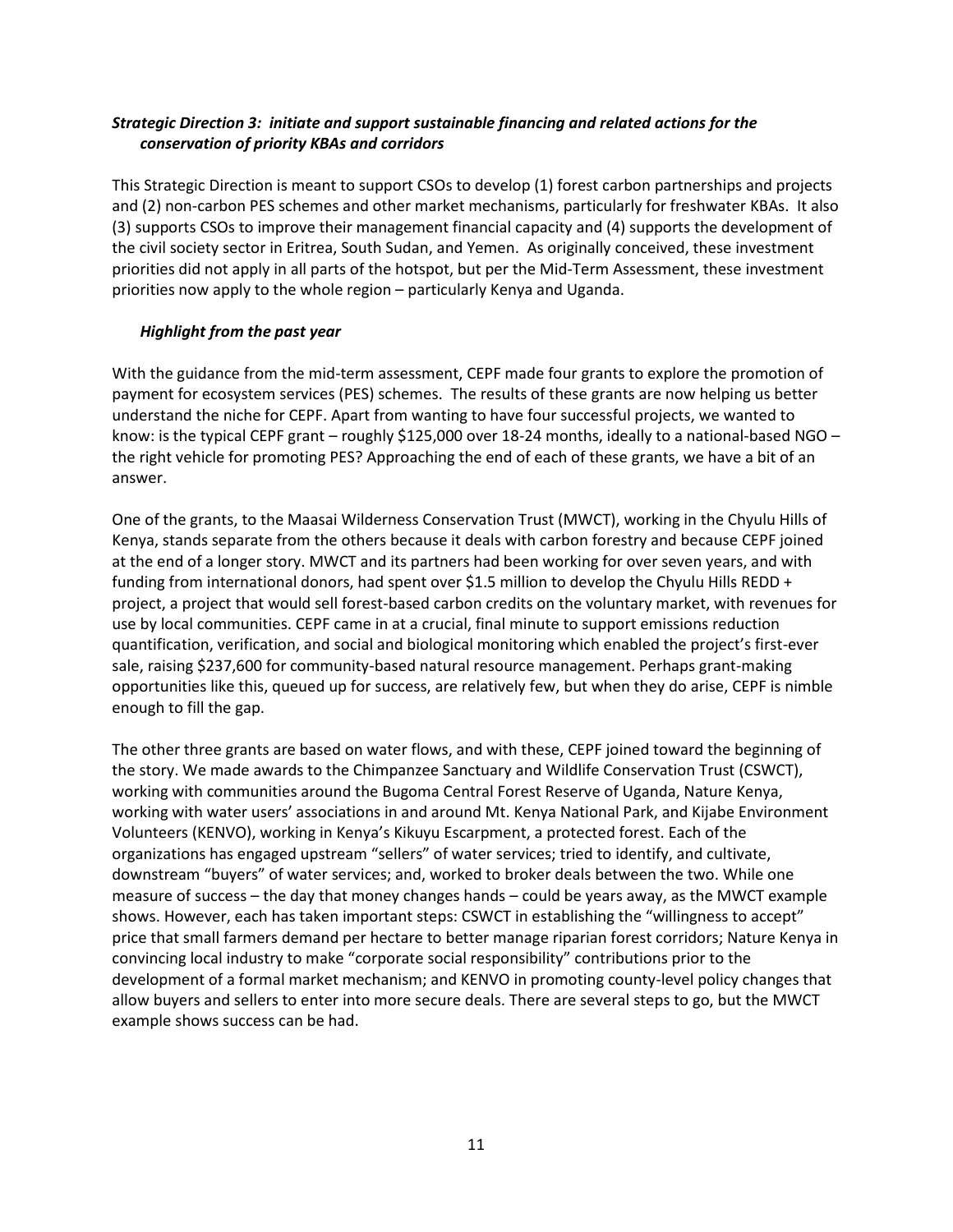### *Strategic Direction 3: initiate and support sustainable financing and related actions for the conservation of priority KBAs and corridors*

This Strategic Direction is meant to support CSOs to develop (1) forest carbon partnerships and projects and (2) non-carbon PES schemes and other market mechanisms, particularly for freshwater KBAs. It also (3) supports CSOs to improve their management financial capacity and (4) supports the development of the civil society sector in Eritrea, South Sudan, and Yemen. As originally conceived, these investment priorities did not apply in all parts of the hotspot, but per the Mid-Term Assessment, these investment priorities now apply to the whole region – particularly Kenya and Uganda.

#### *Highlight from the past year*

With the guidance from the mid-term assessment, CEPF made four grants to explore the promotion of payment for ecosystem services (PES) schemes. The results of these grants are now helping us better understand the niche for CEPF. Apart from wanting to have four successful projects, we wanted to know: is the typical CEPF grant – roughly $125,000 over 18-24 months, ideally to a national-based NGO – the right vehicle for promoting PES? Approaching the end of each of these grants, we have a bit of an answer.

One of the grants, to the Maasai Wilderness Conservation Trust (MWCT), working in the Chyulu Hills of Kenya, stands separate from the others because it deals with carbon forestry and because CEPF joined at the end of a longer story. MWCT and its partners had been working for over seven years, and with funding from international donors, had spent over $1.5 million to develop the Chyulu Hills REDD + project, a project that would sell forest-based carbon credits on the voluntary market, with revenues for use by local communities. CEPF came in at a crucial, final minute to support emissions reduction quantification, verification, and social and biological monitoring which enabled the project's first-ever sale, raising $237,600 for community-based natural resource management. Perhaps grant-making opportunities like this, queued up for success, are relatively few, but when they do arise, CEPF is nimble enough to fill the gap.

The other three grants are based on water flows, and with these, CEPF joined toward the beginning of the story. We made awards to the Chimpanzee Sanctuary and Wildlife Conservation Trust (CSWCT), working with communities around the Bugoma Central Forest Reserve of Uganda, Nature Kenya, working with water users' associations in and around Mt. Kenya National Park, and Kijabe Environment Volunteers (KENVO), working in Kenya's Kikuyu Escarpment, a protected forest. Each of the organizations has engaged upstream "sellers" of water services; tried to identify, and cultivate, downstream "buyers" of water services; and, worked to broker deals between the two. While one measure of success – the day that money changes hands – could be years away, as the MWCT example shows. However, each has taken important steps: CSWCT in establishing the "willingness to accept" price that small farmers demand per hectare to better manage riparian forest corridors; Nature Kenya in convincing local industry to make "corporate social responsibility" contributions prior to the development of a formal market mechanism; and KENVO in promoting county-level policy changes that allow buyers and sellers to enter into more secure deals. There are several steps to go, but the MWCT example shows success can be had.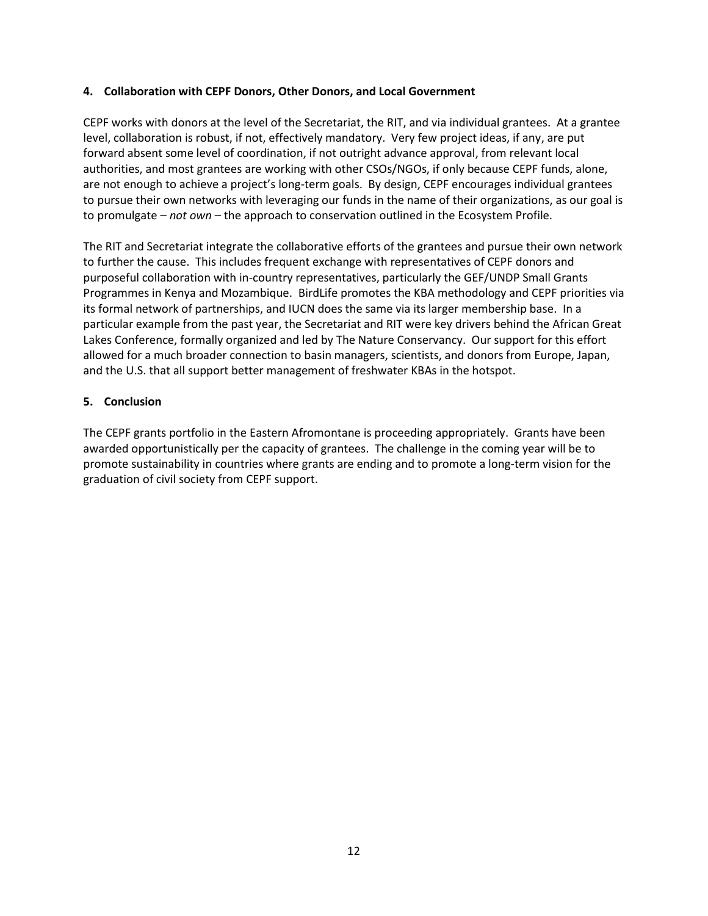### 4. Collaboration with CEPF Donors, Other Donors, and Local Government

CEPF works with donors at the level of the Secretariat, the RIT, and via individual grantees. At a grantee level, collaboration is robust, if not, effectively mandatory. Very few project ideas, if any, are put forward absent some level of coordination, if not outright advance approval, from relevant local authorities, and most grantees are working with other CSOs/NGOs, if only because CEPF funds, alone, are not enough to achieve a project's long-term goals. By design, CEPF encourages individual grantees to pursue their own networks with leveraging our funds in the name of their organizations, as our goal is to promulgate – *not own* – the approach to conservation outlined in the Ecosystem Profile.

The RIT and Secretariat integrate the collaborative efforts of the grantees and pursue their own network to further the cause. This includes frequent exchange with representatives of CEPF donors and purposeful collaboration with in-country representatives, particularly the GEF/UNDP Small Grants Programmes in Kenya and Mozambique. BirdLife promotes the KBA methodology and CEPF priorities via its formal network of partnerships, and IUCN does the same via its larger membership base. In a particular example from the past year, the Secretariat and RIT were key drivers behind the African Great Lakes Conference, formally organized and led by The Nature Conservancy. Our support for this effort allowed for a much broader connection to basin managers, scientists, and donors from Europe, Japan, and the U.S. that all support better management of freshwater KBAs in the hotspot.

### 5. Conclusion

The CEPF grants portfolio in the Eastern Afromontane is proceeding appropriately. Grants have been awarded opportunistically per the capacity of grantees. The challenge in the coming year will be to promote sustainability in countries where grants are ending and to promote a long-term vision for the graduation of civil society from CEPF support.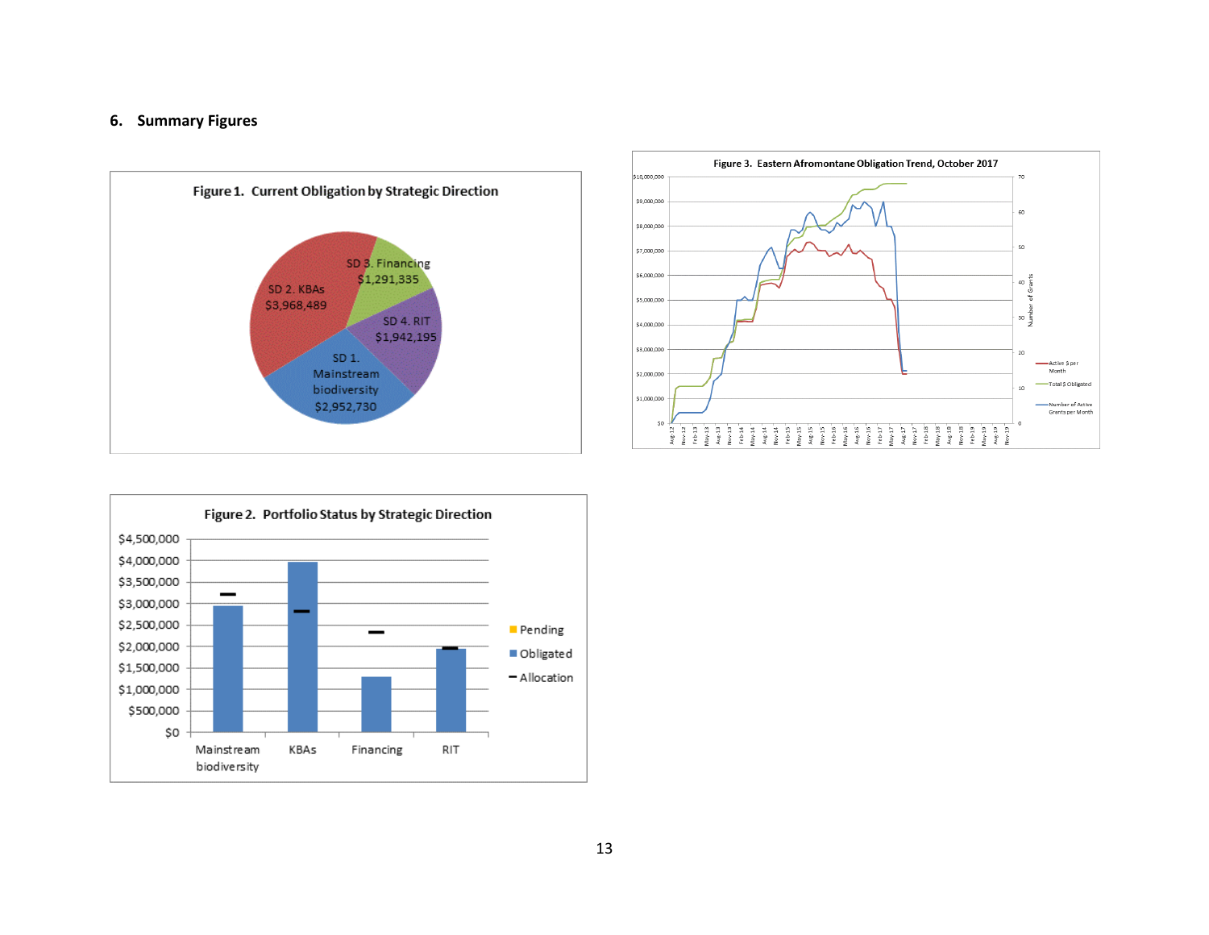## 6. Summary Figures

**Figure 1. Current Obligation by Strategic Direction**

SD 2. KBAs $3,968,489

SD 3. Financing $1,291,335

SD 4. RIT $1,942,195

SD 1. Mainstream biodiversity $2,952,730

**Figure 3. Eastern Afromontane Obligation Trend, October 2017**

**Figure 2. Portfolio Status by Strategic Direction**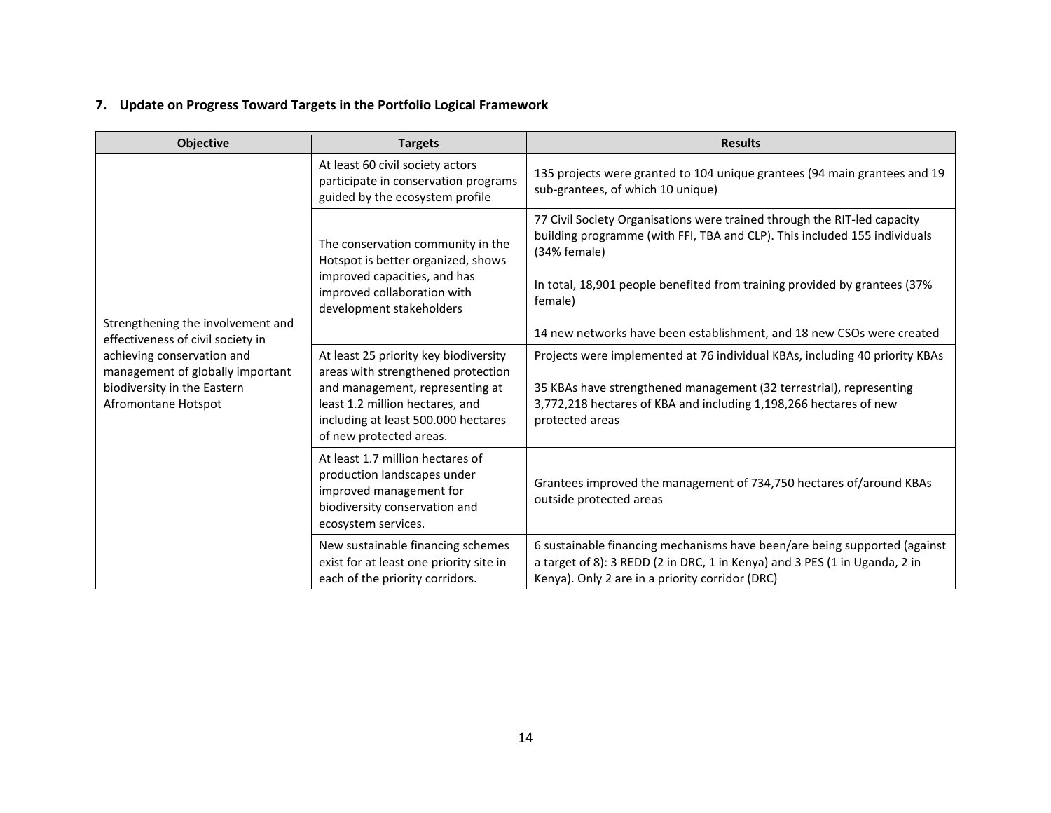## 7. Update on Progress Toward Targets in the Portfolio Logical Framework

| Objective | Targets | Results |
|---|---|---|
| Strengthening the involvement and effectiveness of civil society in achieving conservation and management of globally important biodiversity in the Eastern Afromontane Hotspot | At least 60 civil society actors participate in conservation programs guided by the ecosystem profile | 135 projects were granted to 104 unique grantees (94 main grantees and 19 sub-grantees, of which 10 unique) |
| | The conservation community in the Hotspot is better organized, shows improved capacities, and has improved collaboration with development stakeholders | 77 Civil Society Organisations were trained through the RIT-led capacity building programme (with FFI, TBA and CLP). This included 155 individuals (34% female)<br><br>In total, 18,901 people benefited from training provided by grantees (37% female)<br><br>14 new networks have been establishment, and 18 new CSOs were created |
| | At least 25 priority key biodiversity areas with strengthened protection and management, representing at least 1.2 million hectares, and including at least 500.000 hectares of new protected areas. | Projects were implemented at 76 individual KBAs, including 40 priority KBAs<br><br>35 KBAs have strengthened management (32 terrestrial), representing 3,772,218 hectares of KBA and including 1,198,266 hectares of new protected areas |
| | At least 1.7 million hectares of production landscapes under improved management for biodiversity conservation and ecosystem services. | Grantees improved the management of 734,750 hectares of/around KBAs outside protected areas |
| | New sustainable financing schemes exist for at least one priority site in each of the priority corridors. | 6 sustainable financing mechanisms have been/are being supported (against a target of 8): 3 REDD (2 in DRC, 1 in Kenya) and 3 PES (1 in Uganda, 2 in Kenya). Only 2 are in a priority corridor (DRC) |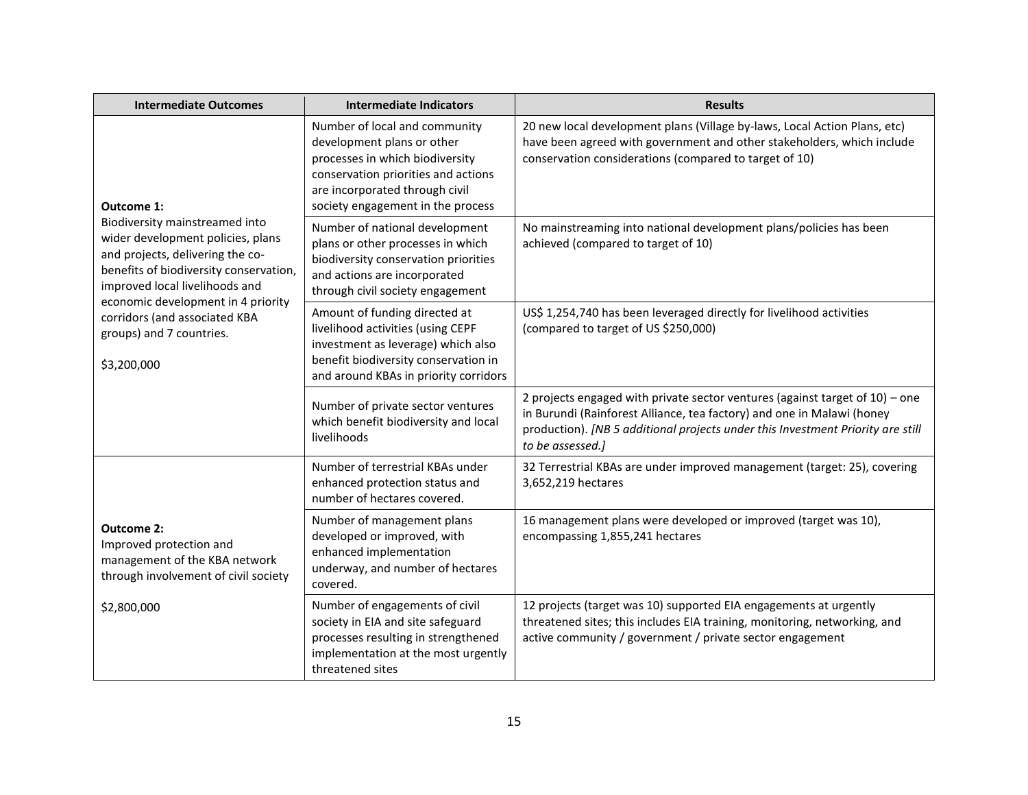| Intermediate Outcomes | Intermediate Indicators | Results |
|---|---|---|
| **Outcome 1:** Biodiversity mainstreamed into wider development policies, plans and projects, delivering the co-benefits of biodiversity conservation, improved local livelihoods and economic development in 4 priority corridors (and associated KBA groups) and 7 countries.<br><br>$3,200,000 | Number of local and community development plans or other processes in which biodiversity conservation priorities and actions are incorporated through civil society engagement in the process | 20 new local development plans (Village by-laws, Local Action Plans, etc) have been agreed with government and other stakeholders, which include conservation considerations (compared to target of 10) |
| | Number of national development plans or other processes in which biodiversity conservation priorities and actions are incorporated through civil society engagement | No mainstreaming into national development plans/policies has been achieved (compared to target of 10) |
| | Amount of funding directed at livelihood activities (using CEPF investment as leverage) which also benefit biodiversity conservation in and around KBAs in priority corridors | US$ 1,254,740 has been leveraged directly for livelihood activities (compared to target of US $250,000) |
| | Number of private sector ventures which benefit biodiversity and local livelihoods | 2 projects engaged with private sector ventures (against target of 10) – one in Burundi (Rainforest Alliance, tea factory) and one in Malawi (honey production). *[NB 5 additional projects under this Investment Priority are still to be assessed.]* |
| **Outcome 2:** Improved protection and management of the KBA network through involvement of civil society<br><br>$2,800,000 | Number of terrestrial KBAs under enhanced protection status and number of hectares covered. | 32 Terrestrial KBAs are under improved management (target: 25), covering 3,652,219 hectares |
| | Number of management plans developed or improved, with enhanced implementation underway, and number of hectares covered. | 16 management plans were developed or improved (target was 10), encompassing 1,855,241 hectares |
| | Number of engagements of civil society in EIA and site safeguard processes resulting in strengthened implementation at the most urgently threatened sites | 12 projects (target was 10) supported EIA engagements at urgently threatened sites; this includes EIA training, monitoring, networking, and active community / government / private sector engagement |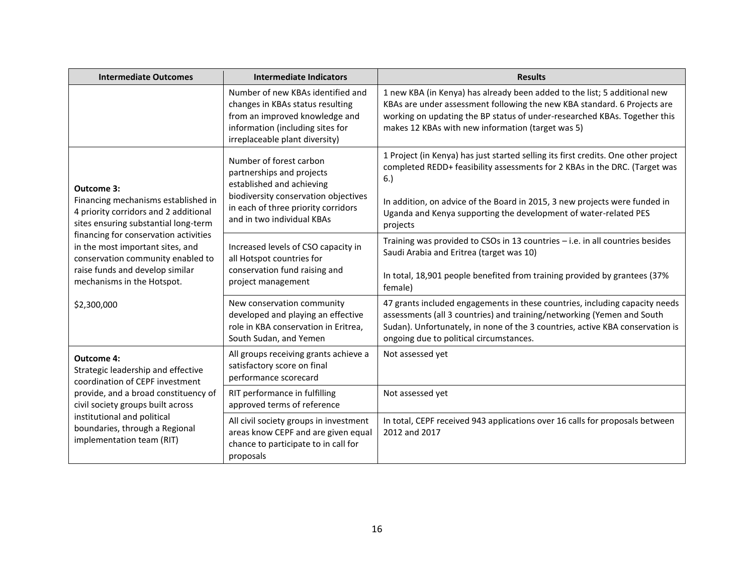| Intermediate Outcomes | Intermediate Indicators | Results |
|---|---|---|
| | Number of new KBAs identified and changes in KBAs status resulting from an improved knowledge and information (including sites for irreplaceable plant diversity) | 1 new KBA (in Kenya) has already been added to the list; 5 additional new KBAs are under assessment following the new KBA standard. 6 Projects are working on updating the BP status of under-researched KBAs. Together this makes 12 KBAs with new information (target was 5) |
| **Outcome 3:** Financing mechanisms established in 4 priority corridors and 2 additional sites ensuring substantial long-term financing for conservation activities in the most important sites, and conservation community enabled to raise funds and develop similar mechanisms in the Hotspot. $2,300,000 | Number of forest carbon partnerships and projects established and achieving biodiversity conservation objectives in each of three priority corridors and in two individual KBAs | 1 Project (in Kenya) has just started selling its first credits. One other project completed REDD+ feasibility assessments for 2 KBAs in the DRC. (Target was 6.) In addition, on advice of the Board in 2015, 3 new projects were funded in Uganda and Kenya supporting the development of water-related PES projects |
| | Increased levels of CSO capacity in all Hotspot countries for conservation fund raising and project management | Training was provided to CSOs in 13 countries – i.e. in all countries besides Saudi Arabia and Eritrea (target was 10) In total, 18,901 people benefited from training provided by grantees (37% female) |
| | New conservation community developed and playing an effective role in KBA conservation in Eritrea, South Sudan, and Yemen | 47 grants included engagements in these countries, including capacity needs assessments (all 3 countries) and training/networking (Yemen and South Sudan). Unfortunately, in none of the 3 countries, active KBA conservation is ongoing due to political circumstances. |
| **Outcome 4:** Strategic leadership and effective coordination of CEPF investment provide, and a broad constituency of civil society groups built across institutional and political boundaries, through a Regional implementation team (RIT) | All groups receiving grants achieve a satisfactory score on final performance scorecard | Not assessed yet |
| | RIT performance in fulfilling approved terms of reference | Not assessed yet |
| | All civil society groups in investment areas know CEPF and are given equal chance to participate to in call for proposals | In total, CEPF received 943 applications over 16 calls for proposals between 2012 and 2017 |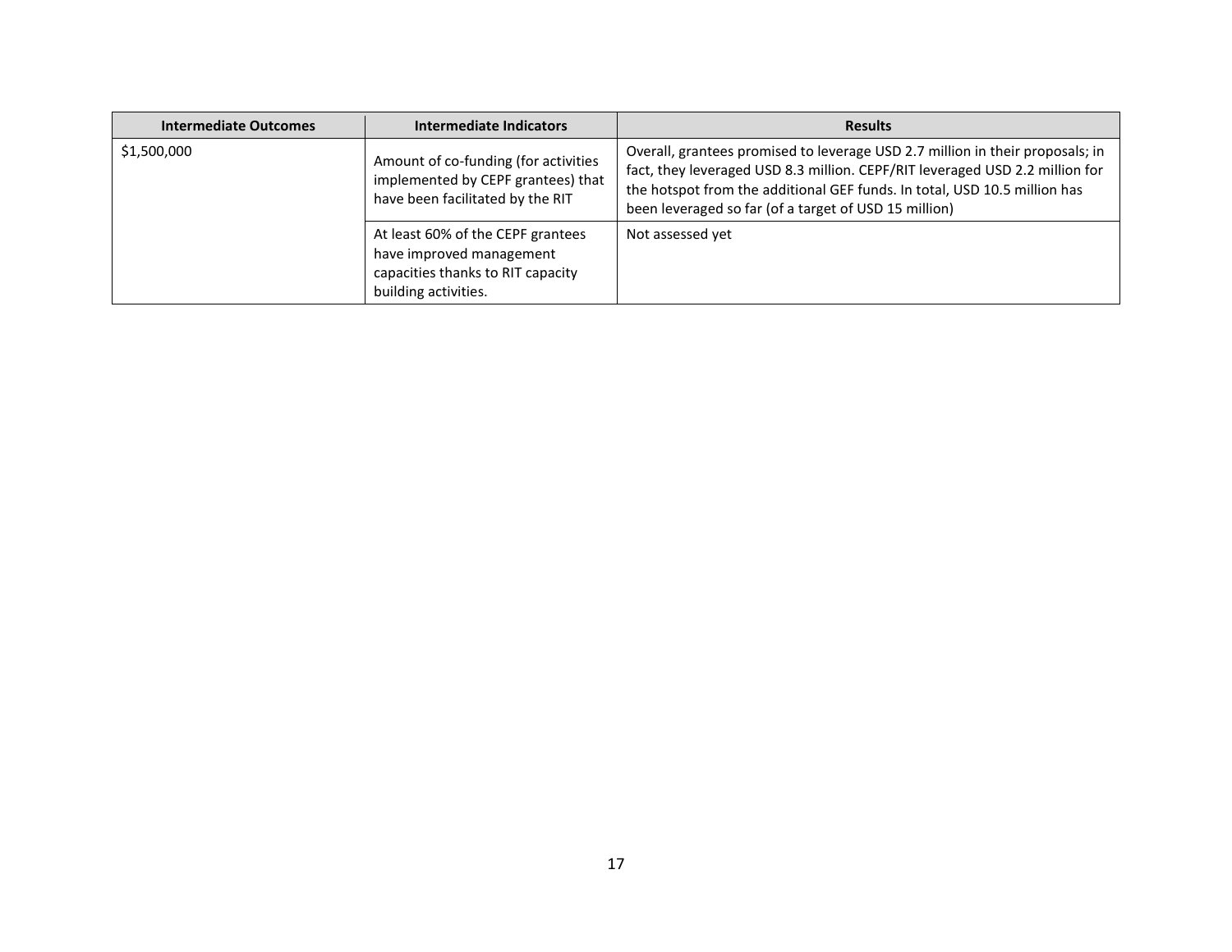| Intermediate Outcomes | Intermediate Indicators | Results |
| --- | --- | --- |
| $1,500,000 | Amount of co-funding (for activities implemented by CEPF grantees) that have been facilitated by the RIT | Overall, grantees promised to leverage USD 2.7 million in their proposals; in fact, they leveraged USD 8.3 million. CEPF/RIT leveraged USD 2.2 million for the hotspot from the additional GEF funds. In total, USD 10.5 million has been leveraged so far (of a target of USD 15 million) |
| | At least 60% of the CEPF grantees have improved management capacities thanks to RIT capacity building activities. | Not assessed yet |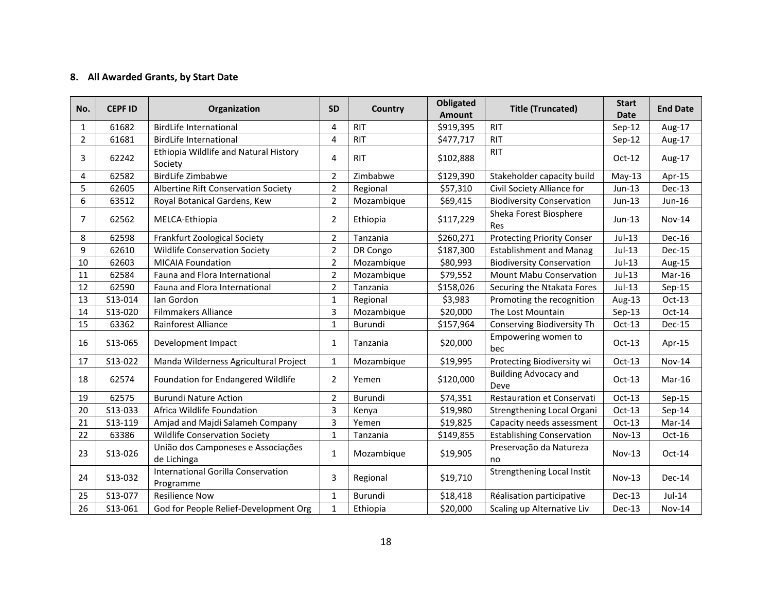## 8. All Awarded Grants, by Start Date

| No. | CEPF ID | Organization | SD | Country | Obligated Amount | Title (Truncated) | Start Date | End Date |
|---|---|---|---|---|---|---|---|---|
| 1 | 61682 | BirdLife International | 4 | RIT | $919,395 | RIT | Sep-12 | Aug-17 |
| 2 | 61681 | BirdLife International | 4 | RIT | $477,717 | RIT | Sep-12 | Aug-17 |
| 3 | 62242 | Ethiopia Wildlife and Natural History Society | 4 | RIT | $102,888 | RIT | Oct-12 | Aug-17 |
| 4 | 62582 | BirdLife Zimbabwe | 2 | Zimbabwe | $129,390 | Stakeholder capacity build | May-13 | Apr-15 |
| 5 | 62605 | Albertine Rift Conservation Society | 2 | Regional | $57,310 | Civil Society Alliance for | Jun-13 | Dec-13 |
| 6 | 63512 | Royal Botanical Gardens, Kew | 2 | Mozambique | $69,415 | Biodiversity Conservation | Jun-13 | Jun-16 |
| 7 | 62562 | MELCA-Ethiopia | 2 | Ethiopia | $117,229 | Sheka Forest Biosphere Res | Jun-13 | Nov-14 |
| 8 | 62598 | Frankfurt Zoological Society | 2 | Tanzania | $260,271 | Protecting Priority Conser | Jul-13 | Dec-16 |
| 9 | 62610 | Wildlife Conservation Society | 2 | DR Congo | $187,300 | Establishment and Manag | Jul-13 | Dec-15 |
| 10 | 62603 | MICAIA Foundation | 2 | Mozambique | $80,993 | Biodiversity Conservation | Jul-13 | Aug-15 |
| 11 | 62584 | Fauna and Flora International | 2 | Mozambique | $79,552 | Mount Mabu Conservation | Jul-13 | Mar-16 |
| 12 | 62590 | Fauna and Flora International | 2 | Tanzania | $158,026 | Securing the Ntakata Fores | Jul-13 | Sep-15 |
| 13 | S13-014 | Ian Gordon | 1 | Regional | $3,983 | Promoting the recognition | Aug-13 | Oct-13 |
| 14 | S13-020 | Filmmakers Alliance | 3 | Mozambique | $20,000 | The Lost Mountain | Sep-13 | Oct-14 |
| 15 | 63362 | Rainforest Alliance | 1 | Burundi | $157,964 | Conserving Biodiversity Th | Oct-13 | Dec-15 |
| 16 | S13-065 | Development Impact | 1 | Tanzania | $20,000 | Empowering women to bec | Oct-13 | Apr-15 |
| 17 | S13-022 | Manda Wilderness Agricultural Project | 1 | Mozambique | $19,995 | Protecting Biodiversity wi | Oct-13 | Nov-14 |
| 18 | 62574 | Foundation for Endangered Wildlife | 2 | Yemen | $120,000 | Building Advocacy and Deve | Oct-13 | Mar-16 |
| 19 | 62575 | Burundi Nature Action | 2 | Burundi | $74,351 | Restauration et Conservati | Oct-13 | Sep-15 |
| 20 | S13-033 | Africa Wildlife Foundation | 3 | Kenya | $19,980 | Strengthening Local Organi | Oct-13 | Sep-14 |
| 21 | S13-119 | Amjad and Majdi Salameh Company | 3 | Yemen | $19,825 | Capacity needs assessment | Oct-13 | Mar-14 |
| 22 | 63386 | Wildlife Conservation Society | 1 | Tanzania | $149,855 | Establishing Conservation | Nov-13 | Oct-16 |
| 23 | S13-026 | União dos Camponeses e Associações de Lichinga | 1 | Mozambique | $19,905 | Preservação da Natureza no | Nov-13 | Oct-14 |
| 24 | S13-032 | International Gorilla Conservation Programme | 3 | Regional | $19,710 | Strengthening Local Instit | Nov-13 | Dec-14 |
| 25 | S13-077 | Resilience Now | 1 | Burundi | $18,418 | Réalisation participative | Dec-13 | Jul-14 |
| 26 | S13-061 | God for People Relief-Development Org | 1 | Ethiopia | $20,000 | Scaling up Alternative Liv | Dec-13 | Nov-14 |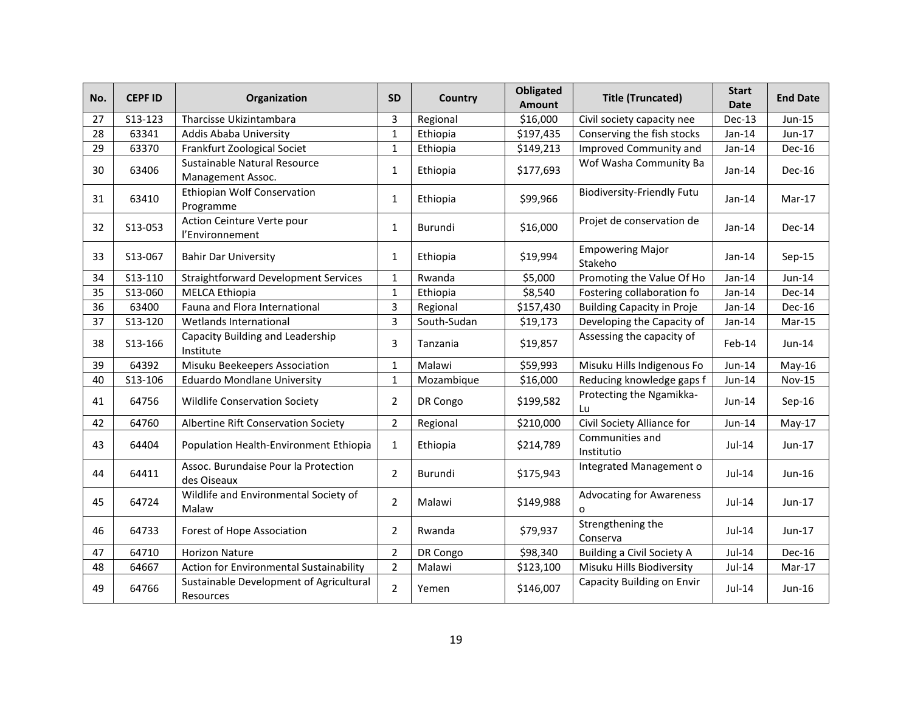| No. | CEPF ID | Organization | SD | Country | Obligated Amount | Title (Truncated) | Start Date | End Date |
|---|---|---|---|---|---|---|---|---|
| 27 | S13-123 | Tharcisse Ukizintambara | 3 | Regional | $16,000 | Civil society capacity nee | Dec-13 | Jun-15 |
| 28 | 63341 | Addis Ababa University | 1 | Ethiopia | $197,435 | Conserving the fish stocks | Jan-14 | Jun-17 |
| 29 | 63370 | Frankfurt Zoological Societ | 1 | Ethiopia | $149,213 | Improved Community and | Jan-14 | Dec-16 |
| 30 | 63406 | Sustainable Natural Resource Management Assoc. | 1 | Ethiopia | $177,693 | Wof Washa Community Ba | Jan-14 | Dec-16 |
| 31 | 63410 | Ethiopian Wolf Conservation Programme | 1 | Ethiopia | $99,966 | Biodiversity-Friendly Futu | Jan-14 | Mar-17 |
| 32 | S13-053 | Action Ceinture Verte pour l'Environnement | 1 | Burundi | $16,000 | Projet de conservation de | Jan-14 | Dec-14 |
| 33 | S13-067 | Bahir Dar University | 1 | Ethiopia | $19,994 | Empowering Major Stakeho | Jan-14 | Sep-15 |
| 34 | S13-110 | Straightforward Development Services | 1 | Rwanda | $5,000 | Promoting the Value Of Ho | Jan-14 | Jun-14 |
| 35 | S13-060 | MELCA Ethiopia | 1 | Ethiopia | $8,540 | Fostering collaboration fo | Jan-14 | Dec-14 |
| 36 | 63400 | Fauna and Flora International | 3 | Regional | $157,430 | Building Capacity in Proje | Jan-14 | Dec-16 |
| 37 | S13-120 | Wetlands International | 3 | South-Sudan | $19,173 | Developing the Capacity of | Jan-14 | Mar-15 |
| 38 | S13-166 | Capacity Building and Leadership Institute | 3 | Tanzania | $19,857 | Assessing the capacity of | Feb-14 | Jun-14 |
| 39 | 64392 | Misuku Beekeepers Association | 1 | Malawi | $59,993 | Misuku Hills Indigenous Fo | Jun-14 | May-16 |
| 40 | S13-106 | Eduardo Mondlane University | 1 | Mozambique | $16,000 | Reducing knowledge gaps f | Jun-14 | Nov-15 |
| 41 | 64756 | Wildlife Conservation Society | 2 | DR Congo | $199,582 | Protecting the Ngamikka-Lu | Jun-14 | Sep-16 |
| 42 | 64760 | Albertine Rift Conservation Society | 2 | Regional | $210,000 | Civil Society Alliance for | Jun-14 | May-17 |
| 43 | 64404 | Population Health-Environment Ethiopia | 1 | Ethiopia | $214,789 | Communities and Institutio | Jul-14 | Jun-17 |
| 44 | 64411 | Assoc. Burundaise Pour la Protection des Oiseaux | 2 | Burundi | $175,943 | Integrated Management o | Jul-14 | Jun-16 |
| 45 | 64724 | Wildlife and Environmental Society of Malaw | 2 | Malawi | $149,988 | Advocating for Awareness o | Jul-14 | Jun-17 |
| 46 | 64733 | Forest of Hope Association | 2 | Rwanda | $79,937 | Strengthening the Conserva | Jul-14 | Jun-17 |
| 47 | 64710 | Horizon Nature | 2 | DR Congo | $98,340 | Building a Civil Society A | Jul-14 | Dec-16 |
| 48 | 64667 | Action for Environmental Sustainability | 2 | Malawi | $123,100 | Misuku Hills Biodiversity | Jul-14 | Mar-17 |
| 49 | 64766 | Sustainable Development of Agricultural Resources | 2 | Yemen | $146,007 | Capacity Building on Envir | Jul-14 | Jun-16 |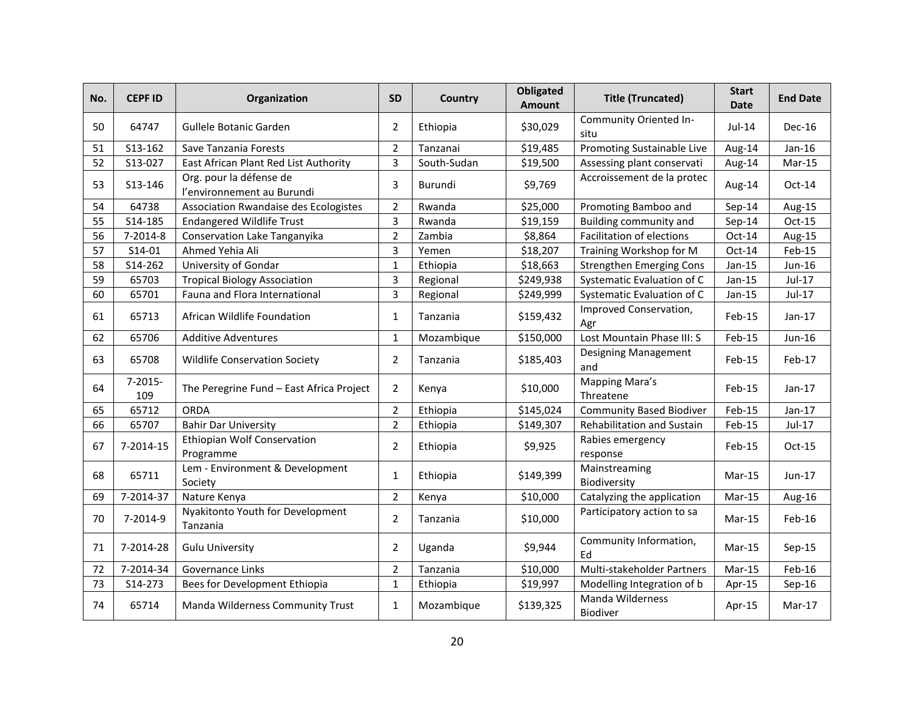| No. | CEPF ID | Organization | SD | Country | Obligated Amount | Title (Truncated) | Start Date | End Date |
|---|---|---|---|---|---|---|---|---|
| 50 | 64747 | Gullele Botanic Garden | 2 | Ethiopia | $30,029 | Community Oriented In-situ | Jul-14 | Dec-16 |
| 51 | S13-162 | Save Tanzania Forests | 2 | Tanzanai | $19,485 | Promoting Sustainable Live | Aug-14 | Jan-16 |
| 52 | S13-027 | East African Plant Red List Authority | 3 | South-Sudan | $19,500 | Assessing plant conservati | Aug-14 | Mar-15 |
| 53 | S13-146 | Org. pour la défense de l'environnement au Burundi | 3 | Burundi | $9,769 | Accroissement de la protec | Aug-14 | Oct-14 |
| 54 | 64738 | Association Rwandaise des Ecologistes | 2 | Rwanda | $25,000 | Promoting Bamboo and | Sep-14 | Aug-15 |
| 55 | S14-185 | Endangered Wildlife Trust | 3 | Rwanda | $19,159 | Building community and | Sep-14 | Oct-15 |
| 56 | 7-2014-8 | Conservation Lake Tanganyika | 2 | Zambia | $8,864 | Facilitation of elections | Oct-14 | Aug-15 |
| 57 | S14-01 | Ahmed Yehia Ali | 3 | Yemen | $18,207 | Training Workshop for M | Oct-14 | Feb-15 |
| 58 | S14-262 | University of Gondar | 1 | Ethiopia | $18,663 | Strengthen Emerging Cons | Jan-15 | Jun-16 |
| 59 | 65703 | Tropical Biology Association | 3 | Regional | $249,938 | Systematic Evaluation of C | Jan-15 | Jul-17 |
| 60 | 65701 | Fauna and Flora International | 3 | Regional | $249,999 | Systematic Evaluation of C | Jan-15 | Jul-17 |
| 61 | 65713 | African Wildlife Foundation | 1 | Tanzania | $159,432 | Improved Conservation, Agr | Feb-15 | Jan-17 |
| 62 | 65706 | Additive Adventures | 1 | Mozambique | $150,000 | Lost Mountain Phase III: S | Feb-15 | Jun-16 |
| 63 | 65708 | Wildlife Conservation Society | 2 | Tanzania | $185,403 | Designing Management and | Feb-15 | Feb-17 |
| 64 | 7-2015-109 | The Peregrine Fund – East Africa Project | 2 | Kenya | $10,000 | Mapping Mara's Threatene | Feb-15 | Jan-17 |
| 65 | 65712 | ORDA | 2 | Ethiopia | $145,024 | Community Based Biodiver | Feb-15 | Jan-17 |
| 66 | 65707 | Bahir Dar University | 2 | Ethiopia | $149,307 | Rehabilitation and Sustain | Feb-15 | Jul-17 |
| 67 | 7-2014-15 | Ethiopian Wolf Conservation Programme | 2 | Ethiopia | $9,925 | Rabies emergency response | Feb-15 | Oct-15 |
| 68 | 65711 | Lem - Environment & Development Society | 1 | Ethiopia | $149,399 | Mainstreaming Biodiversity | Mar-15 | Jun-17 |
| 69 | 7-2014-37 | Nature Kenya | 2 | Kenya | $10,000 | Catalyzing the application | Mar-15 | Aug-16 |
| 70 | 7-2014-9 | Nyakitonto Youth for Development Tanzania | 2 | Tanzania | $10,000 | Participatory action to sa | Mar-15 | Feb-16 |
| 71 | 7-2014-28 | Gulu University | 2 | Uganda | $9,944 | Community Information, Ed | Mar-15 | Sep-15 |
| 72 | 7-2014-34 | Governance Links | 2 | Tanzania | $10,000 | Multi-stakeholder Partners | Mar-15 | Feb-16 |
| 73 | S14-273 | Bees for Development Ethiopia | 1 | Ethiopia | $19,997 | Modelling Integration of b | Apr-15 | Sep-16 |
| 74 | 65714 | Manda Wilderness Community Trust | 1 | Mozambique | $139,325 | Manda Wilderness Biodiver | Apr-15 | Mar-17 |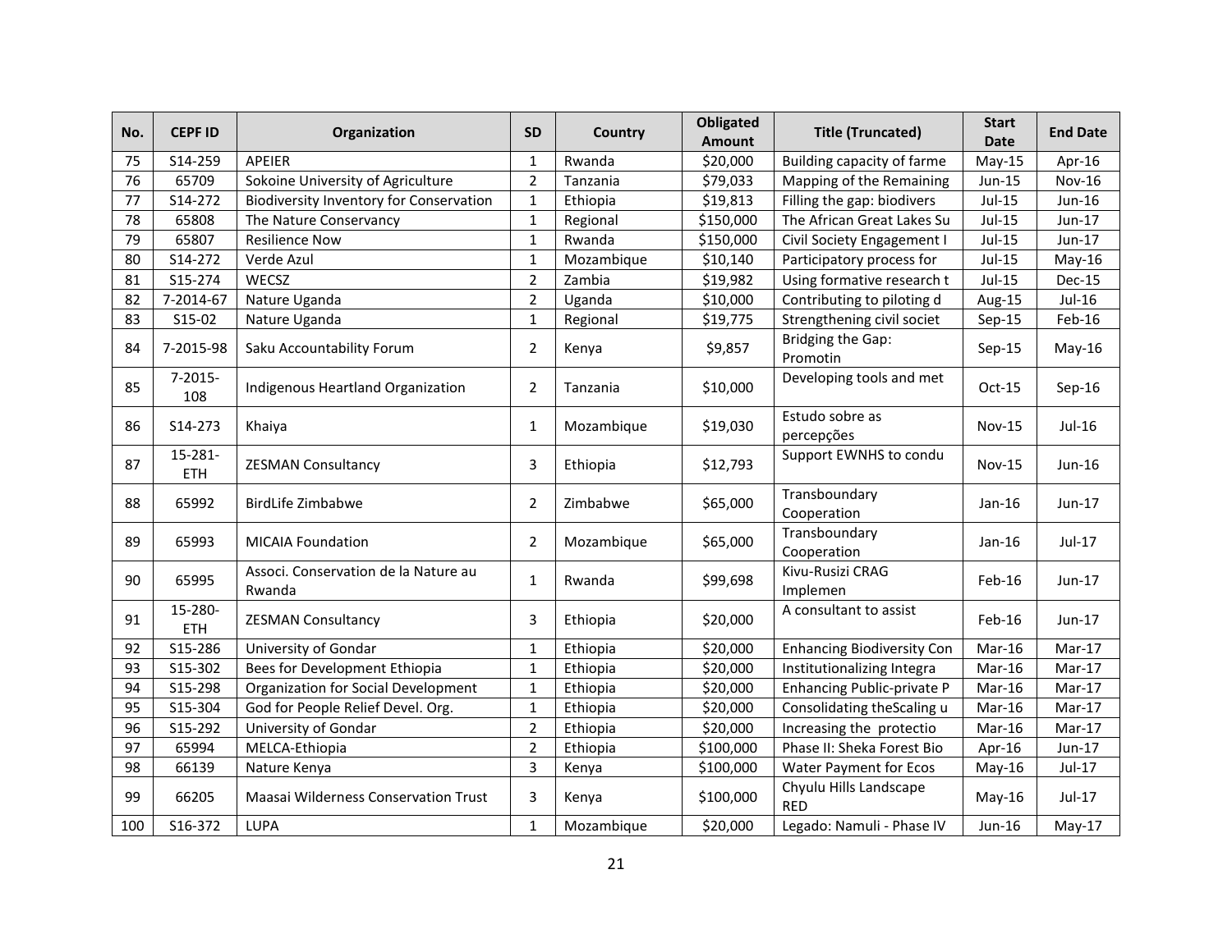| No. | CEPF ID | Organization | SD | Country | Obligated Amount | Title (Truncated) | Start Date | End Date |
|---|---|---|---|---|---|---|---|---|
| 75 | S14-259 | APEIER | 1 | Rwanda | $20,000 | Building capacity of farme | May-15 | Apr-16 |
| 76 | 65709 | Sokoine University of Agriculture | 2 | Tanzania | $79,033 | Mapping of the Remaining | Jun-15 | Nov-16 |
| 77 | S14-272 | Biodiversity Inventory for Conservation | 1 | Ethiopia | $19,813 | Filling the gap: biodivers | Jul-15 | Jun-16 |
| 78 | 65808 | The Nature Conservancy | 1 | Regional | $150,000 | The African Great Lakes Su | Jul-15 | Jun-17 |
| 79 | 65807 | Resilience Now | 1 | Rwanda | $150,000 | Civil Society Engagement I | Jul-15 | Jun-17 |
| 80 | S14-272 | Verde Azul | 1 | Mozambique | $10,140 | Participatory process for | Jul-15 | May-16 |
| 81 | S15-274 | WECSZ | 2 | Zambia | $19,982 | Using formative research t | Jul-15 | Dec-15 |
| 82 | 7-2014-67 | Nature Uganda | 2 | Uganda | $10,000 | Contributing to piloting d | Aug-15 | Jul-16 |
| 83 | S15-02 | Nature Uganda | 1 | Regional | $19,775 | Strengthening civil societ | Sep-15 | Feb-16 |
| 84 | 7-2015-98 | Saku Accountability Forum | 2 | Kenya | $9,857 | Bridging the Gap: Promotin | Sep-15 | May-16 |
| 85 | 7-2015-108 | Indigenous Heartland Organization | 2 | Tanzania | $10,000 | Developing tools and met | Oct-15 | Sep-16 |
| 86 | S14-273 | Khaiya | 1 | Mozambique | $19,030 | Estudo sobre as percepções | Nov-15 | Jul-16 |
| 87 | 15-281-ETH | ZESMAN Consultancy | 3 | Ethiopia | $12,793 | Support EWNHS to condu | Nov-15 | Jun-16 |
| 88 | 65992 | BirdLife Zimbabwe | 2 | Zimbabwe | $65,000 | Transboundary Cooperation | Jan-16 | Jun-17 |
| 89 | 65993 | MICAIA Foundation | 2 | Mozambique | $65,000 | Transboundary Cooperation | Jan-16 | Jul-17 |
| 90 | 65995 | Associ. Conservation de la Nature au Rwanda | 1 | Rwanda | $99,698 | Kivu-Rusizi CRAG Implemen | Feb-16 | Jun-17 |
| 91 | 15-280-ETH | ZESMAN Consultancy | 3 | Ethiopia | $20,000 | A consultant to assist | Feb-16 | Jun-17 |
| 92 | S15-286 | University of Gondar | 1 | Ethiopia | $20,000 | Enhancing Biodiversity Con | Mar-16 | Mar-17 |
| 93 | S15-302 | Bees for Development Ethiopia | 1 | Ethiopia | $20,000 | Institutionalizing Integra | Mar-16 | Mar-17 |
| 94 | S15-298 | Organization for Social Development | 1 | Ethiopia | $20,000 | Enhancing Public-private P | Mar-16 | Mar-17 |
| 95 | S15-304 | God for People Relief Devel. Org. | 1 | Ethiopia | $20,000 | Consolidating theScaling u | Mar-16 | Mar-17 |
| 96 | S15-292 | University of Gondar | 2 | Ethiopia | $20,000 | Increasing the protectio | Mar-16 | Mar-17 |
| 97 | 65994 | MELCA-Ethiopia | 2 | Ethiopia | $100,000 | Phase II: Sheka Forest Bio | Apr-16 | Jun-17 |
| 98 | 66139 | Nature Kenya | 3 | Kenya | $100,000 | Water Payment for Ecos | May-16 | Jul-17 |
| 99 | 66205 | Maasai Wilderness Conservation Trust | 3 | Kenya | $100,000 | Chyulu Hills Landscape RED | May-16 | Jul-17 |
| 100 | S16-372 | LUPA | 1 | Mozambique | $20,000 | Legado: Namuli - Phase IV | Jun-16 | May-17 |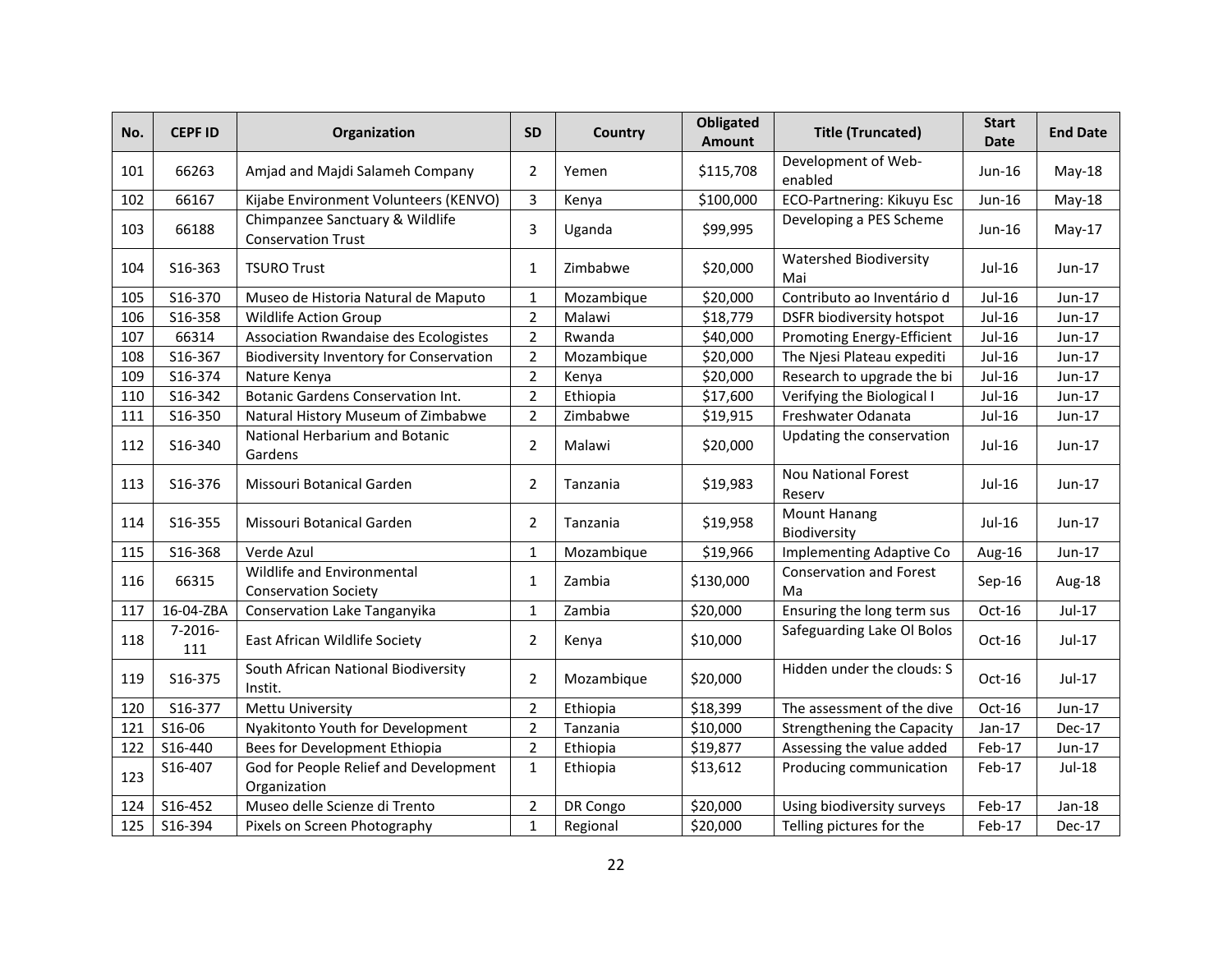| No. | CEPF ID | Organization | SD | Country | Obligated Amount | Title (Truncated) | Start Date | End Date |
|---|---|---|---|---|---|---|---|---|
| 101 | 66263 | Amjad and Majdi Salameh Company | 2 | Yemen | $115,708 | Development of Web-enabled | Jun-16 | May-18 |
| 102 | 66167 | Kijabe Environment Volunteers (KENVO) | 3 | Kenya | $100,000 | ECO-Partnering: Kikuyu Esc | Jun-16 | May-18 |
| 103 | 66188 | Chimpanzee Sanctuary & Wildlife Conservation Trust | 3 | Uganda | $99,995 | Developing a PES Scheme | Jun-16 | May-17 |
| 104 | S16-363 | TSURO Trust | 1 | Zimbabwe | $20,000 | Watershed Biodiversity Mai | Jul-16 | Jun-17 |
| 105 | S16-370 | Museo de Historia Natural de Maputo | 1 | Mozambique | $20,000 | Contributo ao Inventário d | Jul-16 | Jun-17 |
| 106 | S16-358 | Wildlife Action Group | 2 | Malawi | $18,779 | DSFR biodiversity hotspot | Jul-16 | Jun-17 |
| 107 | 66314 | Association Rwandaise des Ecologistes | 2 | Rwanda | $40,000 | Promoting Energy-Efficient | Jul-16 | Jun-17 |
| 108 | S16-367 | Biodiversity Inventory for Conservation | 2 | Mozambique | $20,000 | The Njesi Plateau expediti | Jul-16 | Jun-17 |
| 109 | S16-374 | Nature Kenya | 2 | Kenya | $20,000 | Research to upgrade the bi | Jul-16 | Jun-17 |
| 110 | S16-342 | Botanic Gardens Conservation Int. | 2 | Ethiopia | $17,600 | Verifying the Biological I | Jul-16 | Jun-17 |
| 111 | S16-350 | Natural History Museum of Zimbabwe | 2 | Zimbabwe | $19,915 | Freshwater Odanata | Jul-16 | Jun-17 |
| 112 | S16-340 | National Herbarium and Botanic Gardens | 2 | Malawi | $20,000 | Updating the conservation | Jul-16 | Jun-17 |
| 113 | S16-376 | Missouri Botanical Garden | 2 | Tanzania | $19,983 | Nou National Forest Reserv | Jul-16 | Jun-17 |
| 114 | S16-355 | Missouri Botanical Garden | 2 | Tanzania | $19,958 | Mount Hanang Biodiversity | Jul-16 | Jun-17 |
| 115 | S16-368 | Verde Azul | 1 | Mozambique | $19,966 | Implementing Adaptive Co | Aug-16 | Jun-17 |
| 116 | 66315 | Wildlife and Environmental Conservation Society | 1 | Zambia | $130,000 | Conservation and Forest Ma | Sep-16 | Aug-18 |
| 117 | 16-04-ZBA | Conservation Lake Tanganyika | 1 | Zambia | $20,000 | Ensuring the long term sus | Oct-16 | Jul-17 |
| 118 | 7-2016-111 | East African Wildlife Society | 2 | Kenya | $10,000 | Safeguarding Lake Ol Bolos | Oct-16 | Jul-17 |
| 119 | S16-375 | South African National Biodiversity Instit. | 2 | Mozambique | $20,000 | Hidden under the clouds: S | Oct-16 | Jul-17 |
| 120 | S16-377 | Mettu University | 2 | Ethiopia | $18,399 | The assessment of the dive | Oct-16 | Jun-17 |
| 121 | S16-06 | Nyakitonto Youth for Development | 2 | Tanzania | $10,000 | Strengthening the Capacity | Jan-17 | Dec-17 |
| 122 | S16-440 | Bees for Development Ethiopia | 2 | Ethiopia | $19,877 | Assessing the value added | Feb-17 | Jun-17 |
| 123 | S16-407 | God for People Relief and Development Organization | 1 | Ethiopia | $13,612 | Producing communication | Feb-17 | Jul-18 |
| 124 | S16-452 | Museo delle Scienze di Trento | 2 | DR Congo | $20,000 | Using biodiversity surveys | Feb-17 | Jan-18 |
| 125 | S16-394 | Pixels on Screen Photography | 1 | Regional | $20,000 | Telling pictures for the | Feb-17 | Dec-17 |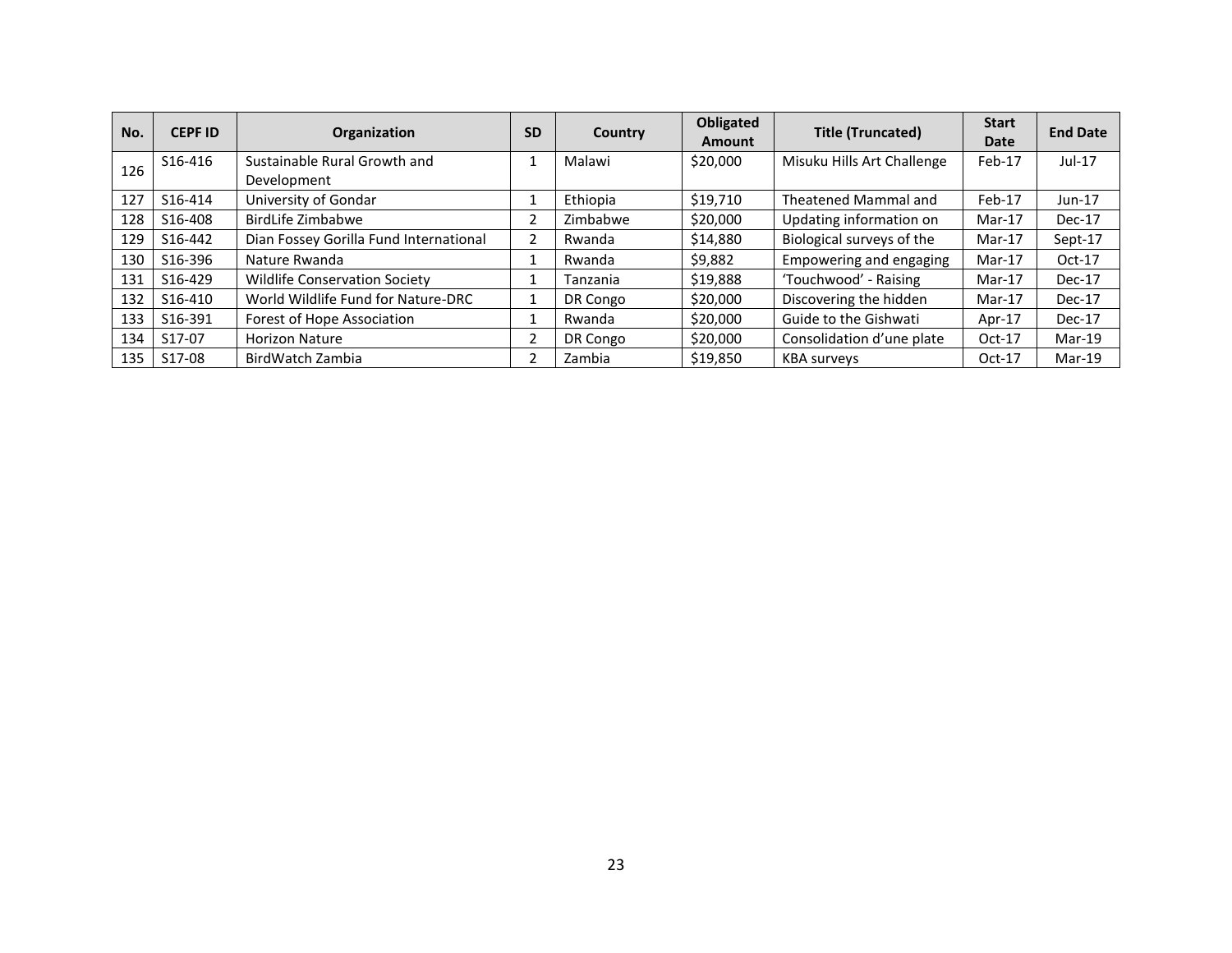| No. | CEPF ID | Organization | SD | Country | Obligated Amount | Title (Truncated) | Start Date | End Date |
|---|---|---|---|---|---|---|---|---|
| 126 | S16-416 | Sustainable Rural Growth and Development | 1 | Malawi | $20,000 | Misuku Hills Art Challenge | Feb-17 | Jul-17 |
| 127 | S16-414 | University of Gondar | 1 | Ethiopia | $19,710 | Theatened Mammal and | Feb-17 | Jun-17 |
| 128 | S16-408 | BirdLife Zimbabwe | 2 | Zimbabwe | $20,000 | Updating information on | Mar-17 | Dec-17 |
| 129 | S16-442 | Dian Fossey Gorilla Fund International | 2 | Rwanda | $14,880 | Biological surveys of the | Mar-17 | Sept-17 |
| 130 | S16-396 | Nature Rwanda | 1 | Rwanda | $9,882 | Empowering and engaging | Mar-17 | Oct-17 |
| 131 | S16-429 | Wildlife Conservation Society | 1 | Tanzania | $19,888 | 'Touchwood' - Raising | Mar-17 | Dec-17 |
| 132 | S16-410 | World Wildlife Fund for Nature-DRC | 1 | DR Congo | $20,000 | Discovering the hidden | Mar-17 | Dec-17 |
| 133 | S16-391 | Forest of Hope Association | 1 | Rwanda | $20,000 | Guide to the Gishwati | Apr-17 | Dec-17 |
| 134 | S17-07 | Horizon Nature | 2 | DR Congo | $20,000 | Consolidation d'une plate | Oct-17 | Mar-19 |
| 135 | S17-08 | BirdWatch Zambia | 2 | Zambia | $19,850 | KBA surveys | Oct-17 | Mar-19 |